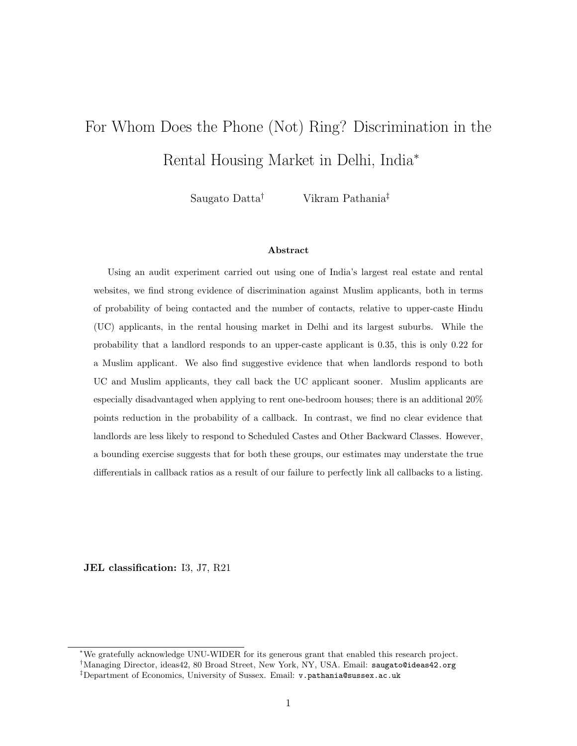# For Whom Does the Phone (Not) Ring? Discrimination in the Rental Housing Market in Delhi, India*

Saugato Datta† Vikram Pathania‡

### Abstract

Using an audit experiment carried out using one of India's largest real estate and rental websites, we find strong evidence of discrimination against Muslim applicants, both in terms of probability of being contacted and the number of contacts, relative to upper-caste Hindu (UC) applicants, in the rental housing market in Delhi and its largest suburbs. While the probability that a landlord responds to an upper-caste applicant is 0.35, this is only 0.22 for a Muslim applicant. We also find suggestive evidence that when landlords respond to both UC and Muslim applicants, they call back the UC applicant sooner. Muslim applicants are especially disadvantaged when applying to rent one-bedroom houses; there is an additional 20% points reduction in the probability of a callback. In contrast, we find no clear evidence that landlords are less likely to respond to Scheduled Castes and Other Backward Classes. However, a bounding exercise suggests that for both these groups, our estimates may understate the true differentials in callback ratios as a result of our failure to perfectly link all callbacks to a listing.

**JEL classification:** I3, J7, R21

*We gratefully acknowledge UNU-WIDER for its generous grant that enabled this research project.

†Managing Director, ideas42, 80 Broad Street, New York, NY, USA. Email: saugato@ideas42.org

‡Department of Economics, University of Sussex. Email: v.pathania@sussex.ac.uk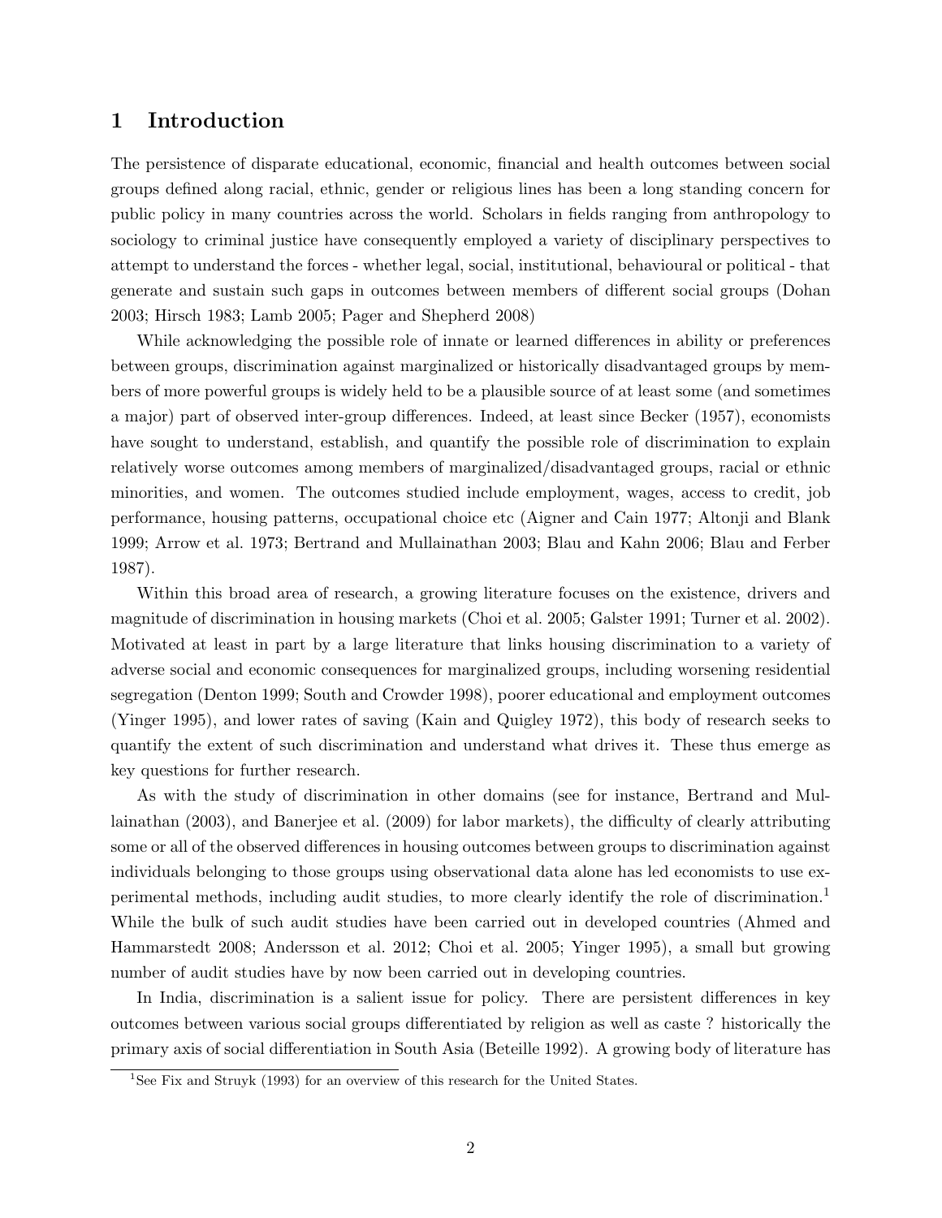## 1 Introduction

The persistence of disparate educational, economic, financial and health outcomes between social groups defined along racial, ethnic, gender or religious lines has been a long standing concern for public policy in many countries across the world. Scholars in fields ranging from anthropology to sociology to criminal justice have consequently employed a variety of disciplinary perspectives to attempt to understand the forces - whether legal, social, institutional, behavioural or political - that generate and sustain such gaps in outcomes between members of different social groups (Dohan 2003; Hirsch 1983; Lamb 2005; Pager and Shepherd 2008)

While acknowledging the possible role of innate or learned differences in ability or preferences between groups, discrimination against marginalized or historically disadvantaged groups by members of more powerful groups is widely held to be a plausible source of at least some (and sometimes a major) part of observed inter-group differences. Indeed, at least since Becker (1957), economists have sought to understand, establish, and quantify the possible role of discrimination to explain relatively worse outcomes among members of marginalized/disadvantaged groups, racial or ethnic minorities, and women. The outcomes studied include employment, wages, access to credit, job performance, housing patterns, occupational choice etc (Aigner and Cain 1977; Altonji and Blank 1999; Arrow et al. 1973; Bertrand and Mullainathan 2003; Blau and Kahn 2006; Blau and Ferber 1987).

Within this broad area of research, a growing literature focuses on the existence, drivers and magnitude of discrimination in housing markets (Choi et al. 2005; Galster 1991; Turner et al. 2002). Motivated at least in part by a large literature that links housing discrimination to a variety of adverse social and economic consequences for marginalized groups, including worsening residential segregation (Denton 1999; South and Crowder 1998), poorer educational and employment outcomes (Yinger 1995), and lower rates of saving (Kain and Quigley 1972), this body of research seeks to quantify the extent of such discrimination and understand what drives it. These thus emerge as key questions for further research.

As with the study of discrimination in other domains (see for instance, Bertrand and Mullainathan (2003), and Banerjee et al. (2009) for labor markets), the difficulty of clearly attributing some or all of the observed differences in housing outcomes between groups to discrimination against individuals belonging to those groups using observational data alone has led economists to use experimental methods, including audit studies, to more clearly identify the role of discrimination.[1] While the bulk of such audit studies have been carried out in developed countries (Ahmed and Hammarstedt 2008; Andersson et al. 2012; Choi et al. 2005; Yinger 1995), a small but growing number of audit studies have by now been carried out in developing countries.

In India, discrimination is a salient issue for policy. There are persistent differences in key outcomes between various social groups differentiated by religion as well as caste ? historically the primary axis of social differentiation in South Asia (Beteille 1992). A growing body of literature has

[1] See Fix and Struyk (1993) for an overview of this research for the United States.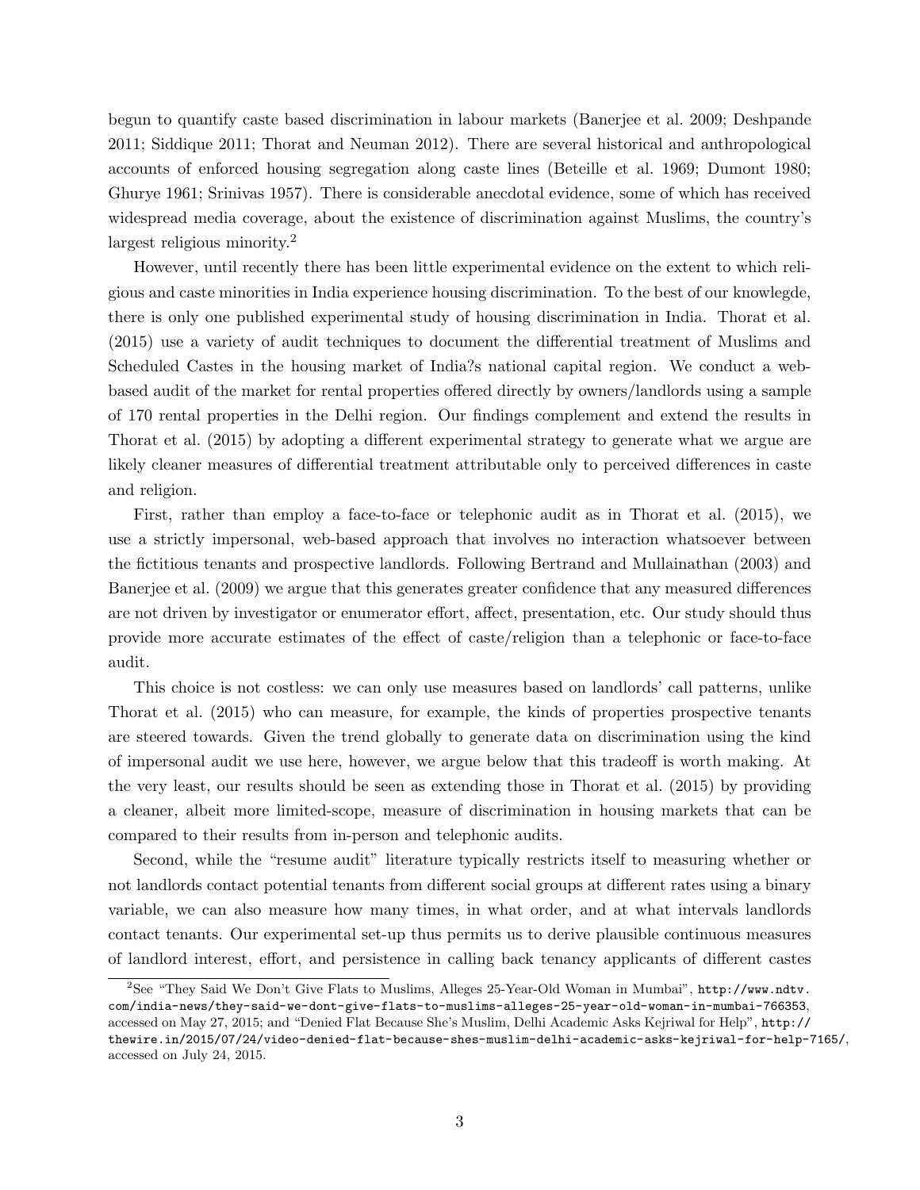begun to quantify caste based discrimination in labour markets (Banerjee et al. 2009; Deshpande 2011; Siddique 2011; Thorat and Neuman 2012). There are several historical and anthropological accounts of enforced housing segregation along caste lines (Beteille et al. 1969; Dumont 1980; Ghurye 1961; Srinivas 1957). There is considerable anecdotal evidence, some of which has received widespread media coverage, about the existence of discrimination against Muslims, the country's largest religious minority.[2]

However, until recently there has been little experimental evidence on the extent to which religious and caste minorities in India experience housing discrimination. To the best of our knowlegde, there is only one published experimental study of housing discrimination in India. Thorat et al. (2015) use a variety of audit techniques to document the differential treatment of Muslims and Scheduled Castes in the housing market of India?s national capital region. We conduct a web-based audit of the market for rental properties offered directly by owners/landlords using a sample of 170 rental properties in the Delhi region. Our findings complement and extend the results in Thorat et al. (2015) by adopting a different experimental strategy to generate what we argue are likely cleaner measures of differential treatment attributable only to perceived differences in caste and religion.

First, rather than employ a face-to-face or telephonic audit as in Thorat et al. (2015), we use a strictly impersonal, web-based approach that involves no interaction whatsoever between the fictitious tenants and prospective landlords. Following Bertrand and Mullainathan (2003) and Banerjee et al. (2009) we argue that this generates greater confidence that any measured differences are not driven by investigator or enumerator effort, affect, presentation, etc. Our study should thus provide more accurate estimates of the effect of caste/religion than a telephonic or face-to-face audit.

This choice is not costless: we can only use measures based on landlords' call patterns, unlike Thorat et al. (2015) who can measure, for example, the kinds of properties prospective tenants are steered towards. Given the trend globally to generate data on discrimination using the kind of impersonal audit we use here, however, we argue below that this tradeoff is worth making. At the very least, our results should be seen as extending those in Thorat et al. (2015) by providing a cleaner, albeit more limited-scope, measure of discrimination in housing markets that can be compared to their results from in-person and telephonic audits.

Second, while the "resume audit" literature typically restricts itself to measuring whether or not landlords contact potential tenants from different social groups at different rates using a binary variable, we can also measure how many times, in what order, and at what intervals landlords contact tenants. Our experimental set-up thus permits us to derive plausible continuous measures of landlord interest, effort, and persistence in calling back tenancy applicants of different castes

---

[2] See "They Said We Don't Give Flats to Muslims, Alleges 25-Year-Old Woman in Mumbai", http://www.ndtv.com/india-news/they-said-we-dont-give-flats-to-muslims-alleges-25-year-old-woman-in-mumbai-766353, accessed on May 27, 2015; and "Denied Flat Because She's Muslim, Delhi Academic Asks Kejriwal for Help", http://thewire.in/2015/07/24/video-denied-flat-because-shes-muslim-delhi-academic-asks-kejriwal-for-help-7165/, accessed on July 24, 2015.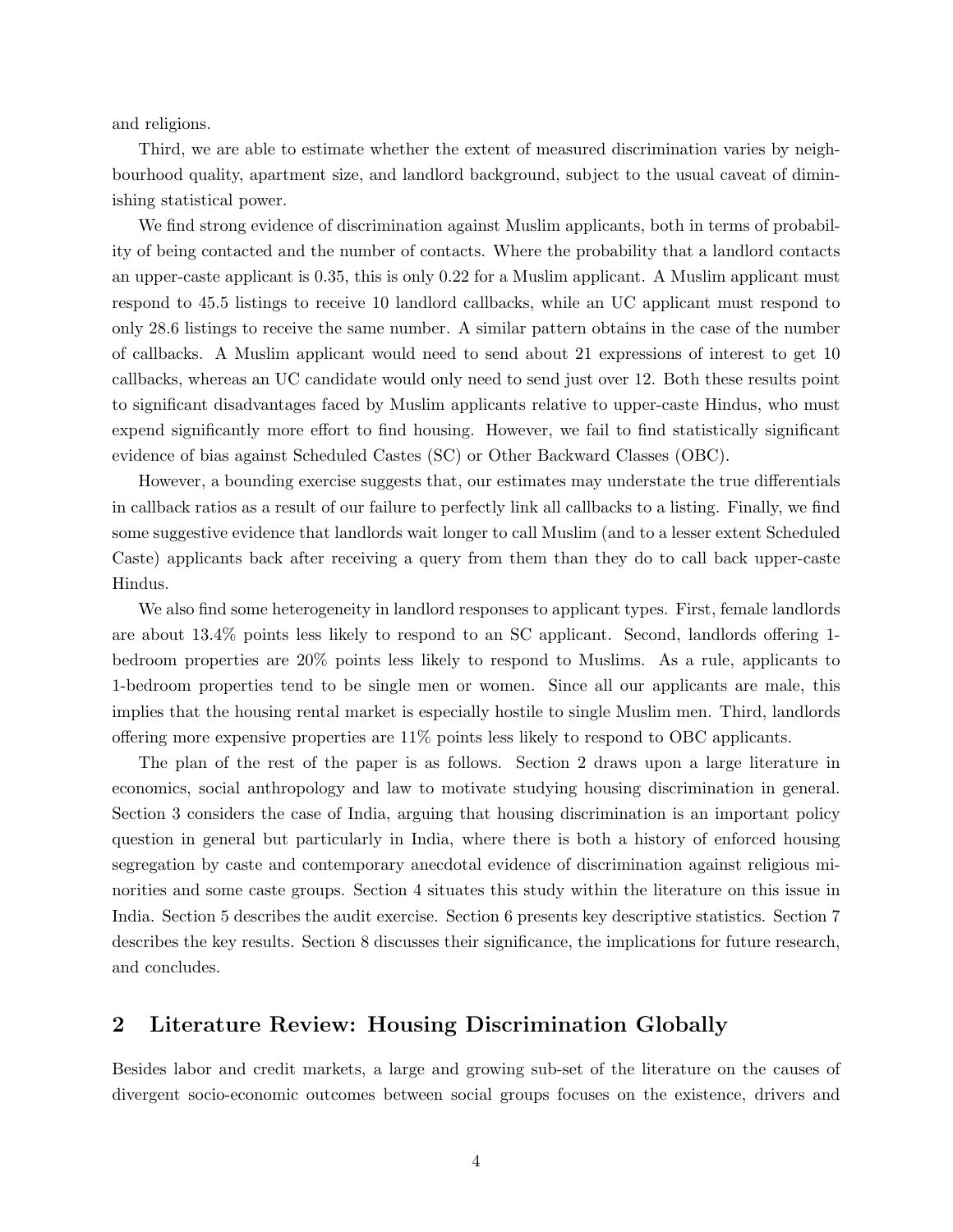and religions.

Third, we are able to estimate whether the extent of measured discrimination varies by neighbourhood quality, apartment size, and landlord background, subject to the usual caveat of diminishing statistical power.

We find strong evidence of discrimination against Muslim applicants, both in terms of probability of being contacted and the number of contacts. Where the probability that a landlord contacts an upper-caste applicant is 0.35, this is only 0.22 for a Muslim applicant. A Muslim applicant must respond to 45.5 listings to receive 10 landlord callbacks, while an UC applicant must respond to only 28.6 listings to receive the same number. A similar pattern obtains in the case of the number of callbacks. A Muslim applicant would need to send about 21 expressions of interest to get 10 callbacks, whereas an UC candidate would only need to send just over 12. Both these results point to significant disadvantages faced by Muslim applicants relative to upper-caste Hindus, who must expend significantly more effort to find housing. However, we fail to find statistically significant evidence of bias against Scheduled Castes (SC) or Other Backward Classes (OBC).

However, a bounding exercise suggests that, our estimates may understate the true differentials in callback ratios as a result of our failure to perfectly link all callbacks to a listing. Finally, we find some suggestive evidence that landlords wait longer to call Muslim (and to a lesser extent Scheduled Caste) applicants back after receiving a query from them than they do to call back upper-caste Hindus.

We also find some heterogeneity in landlord responses to applicant types. First, female landlords are about 13.4% points less likely to respond to an SC applicant. Second, landlords offering 1-bedroom properties are 20% points less likely to respond to Muslims. As a rule, applicants to 1-bedroom properties tend to be single men or women. Since all our applicants are male, this implies that the housing rental market is especially hostile to single Muslim men. Third, landlords offering more expensive properties are 11% points less likely to respond to OBC applicants.

The plan of the rest of the paper is as follows. Section 2 draws upon a large literature in economics, social anthropology and law to motivate studying housing discrimination in general. Section 3 considers the case of India, arguing that housing discrimination is an important policy question in general but particularly in India, where there is both a history of enforced housing segregation by caste and contemporary anecdotal evidence of discrimination against religious minorities and some caste groups. Section 4 situates this study within the literature on this issue in India. Section 5 describes the audit exercise. Section 6 presents key descriptive statistics. Section 7 describes the key results. Section 8 discusses their significance, the implications for future research, and concludes.

## 2 Literature Review: Housing Discrimination Globally

Besides labor and credit markets, a large and growing sub-set of the literature on the causes of divergent socio-economic outcomes between social groups focuses on the existence, drivers and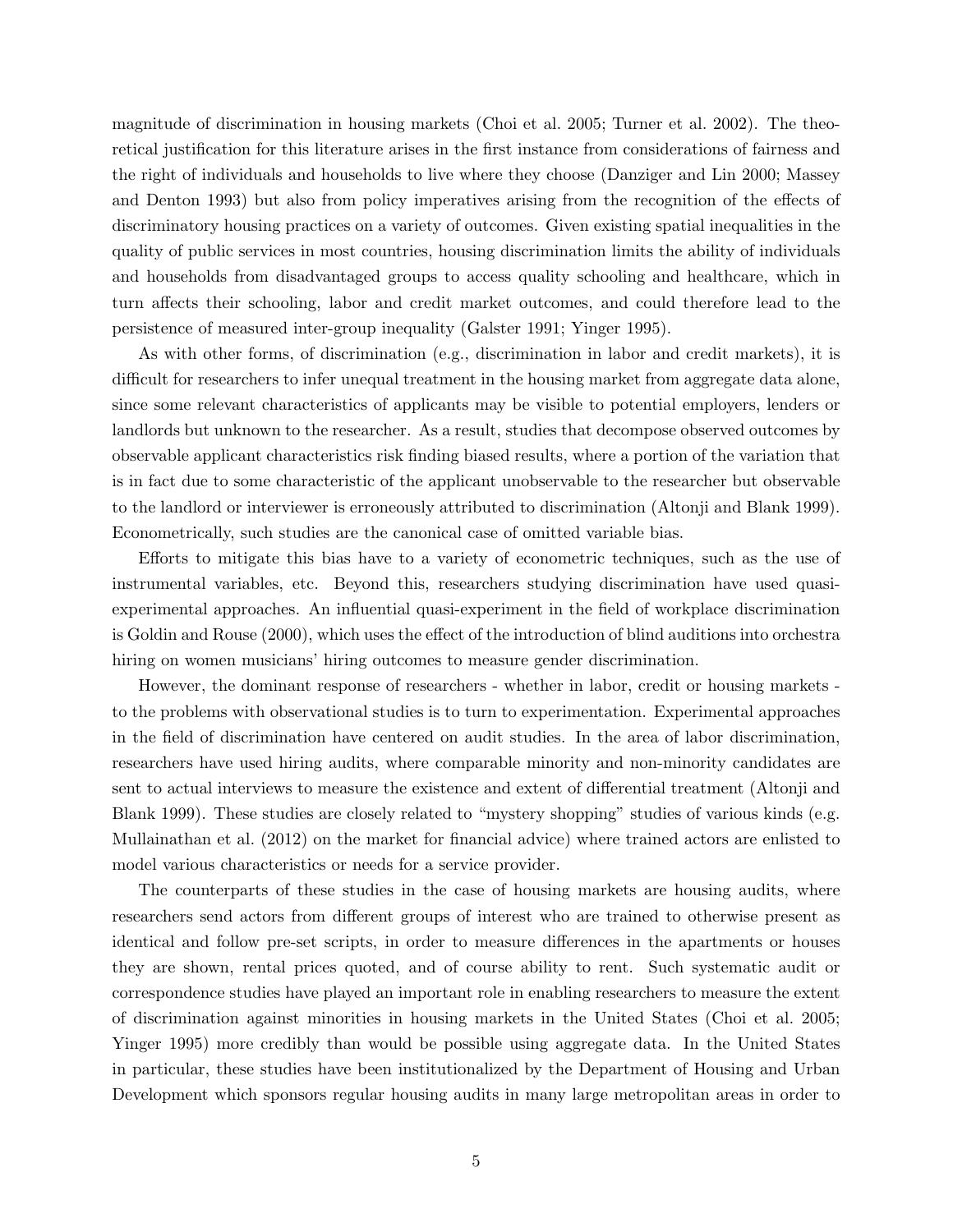magnitude of discrimination in housing markets (Choi et al. 2005; Turner et al. 2002). The theoretical justification for this literature arises in the first instance from considerations of fairness and the right of individuals and households to live where they choose (Danziger and Lin 2000; Massey and Denton 1993) but also from policy imperatives arising from the recognition of the effects of discriminatory housing practices on a variety of outcomes. Given existing spatial inequalities in the quality of public services in most countries, housing discrimination limits the ability of individuals and households from disadvantaged groups to access quality schooling and healthcare, which in turn affects their schooling, labor and credit market outcomes, and could therefore lead to the persistence of measured inter-group inequality (Galster 1991; Yinger 1995).

As with other forms, of discrimination (e.g., discrimination in labor and credit markets), it is difficult for researchers to infer unequal treatment in the housing market from aggregate data alone, since some relevant characteristics of applicants may be visible to potential employers, lenders or landlords but unknown to the researcher. As a result, studies that decompose observed outcomes by observable applicant characteristics risk finding biased results, where a portion of the variation that is in fact due to some characteristic of the applicant unobservable to the researcher but observable to the landlord or interviewer is erroneously attributed to discrimination (Altonji and Blank 1999). Econometrically, such studies are the canonical case of omitted variable bias.

Efforts to mitigate this bias have to a variety of econometric techniques, such as the use of instrumental variables, etc. Beyond this, researchers studying discrimination have used quasi-experimental approaches. An influential quasi-experiment in the field of workplace discrimination is Goldin and Rouse (2000), which uses the effect of the introduction of blind auditions into orchestra hiring on women musicians' hiring outcomes to measure gender discrimination.

However, the dominant response of researchers - whether in labor, credit or housing markets - to the problems with observational studies is to turn to experimentation. Experimental approaches in the field of discrimination have centered on audit studies. In the area of labor discrimination, researchers have used hiring audits, where comparable minority and non-minority candidates are sent to actual interviews to measure the existence and extent of differential treatment (Altonji and Blank 1999). These studies are closely related to "mystery shopping" studies of various kinds (e.g. Mullainathan et al. (2012) on the market for financial advice) where trained actors are enlisted to model various characteristics or needs for a service provider.

The counterparts of these studies in the case of housing markets are housing audits, where researchers send actors from different groups of interest who are trained to otherwise present as identical and follow pre-set scripts, in order to measure differences in the apartments or houses they are shown, rental prices quoted, and of course ability to rent. Such systematic audit or correspondence studies have played an important role in enabling researchers to measure the extent of discrimination against minorities in housing markets in the United States (Choi et al. 2005; Yinger 1995) more credibly than would be possible using aggregate data. In the United States in particular, these studies have been institutionalized by the Department of Housing and Urban Development which sponsors regular housing audits in many large metropolitan areas in order to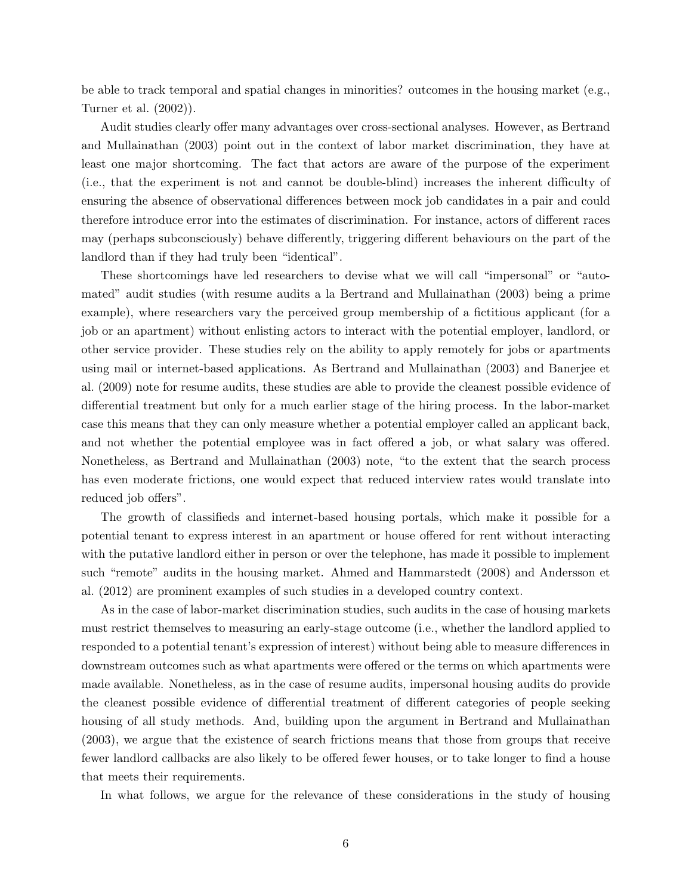be able to track temporal and spatial changes in minorities? outcomes in the housing market (e.g., Turner et al. (2002)).

Audit studies clearly offer many advantages over cross-sectional analyses. However, as Bertrand and Mullainathan (2003) point out in the context of labor market discrimination, they have at least one major shortcoming. The fact that actors are aware of the purpose of the experiment (i.e., that the experiment is not and cannot be double-blind) increases the inherent difficulty of ensuring the absence of observational differences between mock job candidates in a pair and could therefore introduce error into the estimates of discrimination. For instance, actors of different races may (perhaps subconsciously) behave differently, triggering different behaviours on the part of the landlord than if they had truly been "identical".

These shortcomings have led researchers to devise what we will call "impersonal" or "automated" audit studies (with resume audits a la Bertrand and Mullainathan (2003) being a prime example), where researchers vary the perceived group membership of a fictitious applicant (for a job or an apartment) without enlisting actors to interact with the potential employer, landlord, or other service provider. These studies rely on the ability to apply remotely for jobs or apartments using mail or internet-based applications. As Bertrand and Mullainathan (2003) and Banerjee et al. (2009) note for resume audits, these studies are able to provide the cleanest possible evidence of differential treatment but only for a much earlier stage of the hiring process. In the labor-market case this means that they can only measure whether a potential employer called an applicant back, and not whether the potential employee was in fact offered a job, or what salary was offered. Nonetheless, as Bertrand and Mullainathan (2003) note, "to the extent that the search process has even moderate frictions, one would expect that reduced interview rates would translate into reduced job offers".

The growth of classifieds and internet-based housing portals, which make it possible for a potential tenant to express interest in an apartment or house offered for rent without interacting with the putative landlord either in person or over the telephone, has made it possible to implement such "remote" audits in the housing market. Ahmed and Hammarstedt (2008) and Andersson et al. (2012) are prominent examples of such studies in a developed country context.

As in the case of labor-market discrimination studies, such audits in the case of housing markets must restrict themselves to measuring an early-stage outcome (i.e., whether the landlord applied to responded to a potential tenant's expression of interest) without being able to measure differences in downstream outcomes such as what apartments were offered or the terms on which apartments were made available. Nonetheless, as in the case of resume audits, impersonal housing audits do provide the cleanest possible evidence of differential treatment of different categories of people seeking housing of all study methods. And, building upon the argument in Bertrand and Mullainathan (2003), we argue that the existence of search frictions means that those from groups that receive fewer landlord callbacks are also likely to be offered fewer houses, or to take longer to find a house that meets their requirements.

In what follows, we argue for the relevance of these considerations in the study of housing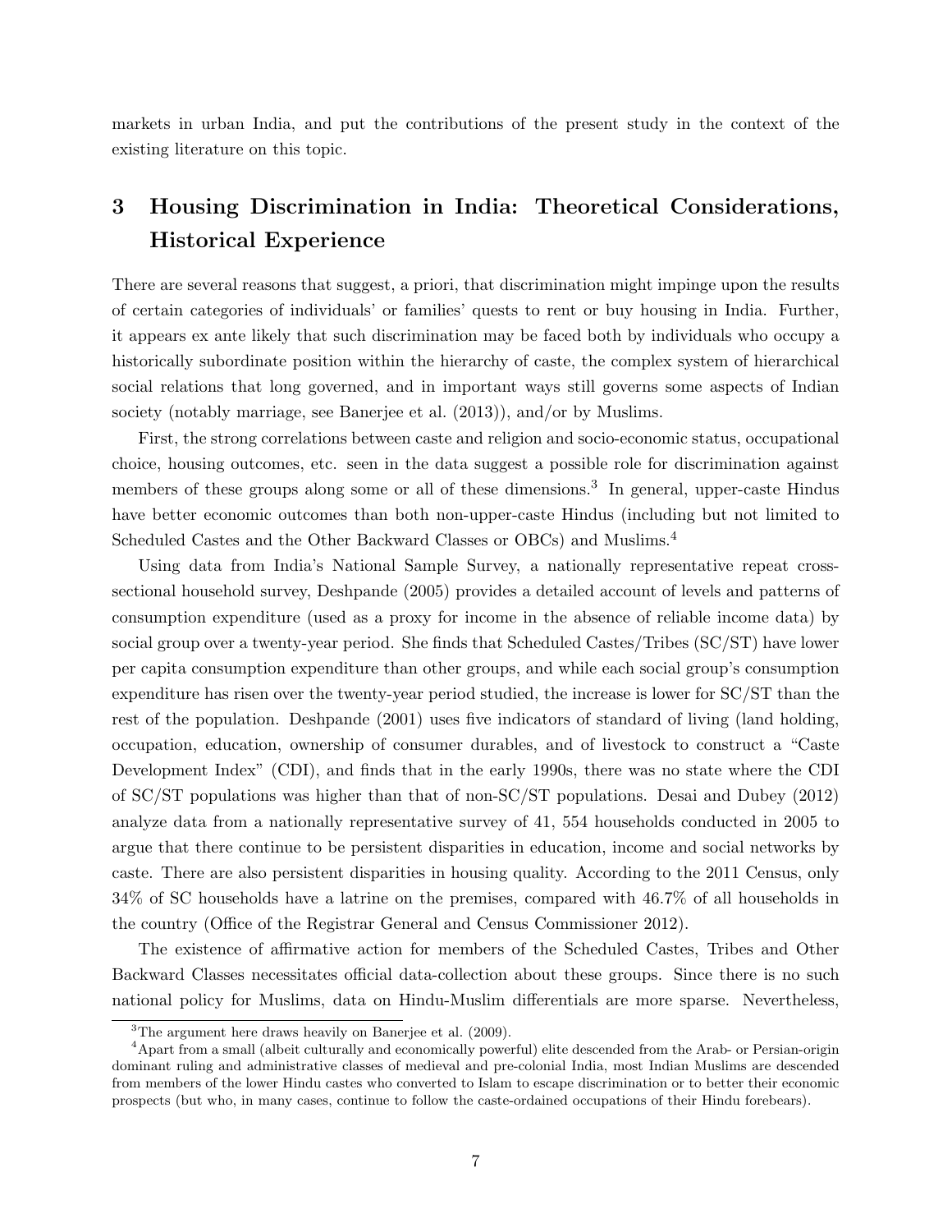markets in urban India, and put the contributions of the present study in the context of the existing literature on this topic.

## 3 Housing Discrimination in India: Theoretical Considerations, Historical Experience

There are several reasons that suggest, a priori, that discrimination might impinge upon the results of certain categories of individuals' or families' quests to rent or buy housing in India. Further, it appears ex ante likely that such discrimination may be faced both by individuals who occupy a historically subordinate position within the hierarchy of caste, the complex system of hierarchical social relations that long governed, and in important ways still governs some aspects of Indian society (notably marriage, see Banerjee et al. (2013)), and/or by Muslims.

First, the strong correlations between caste and religion and socio-economic status, occupational choice, housing outcomes, etc. seen in the data suggest a possible role for discrimination against members of these groups along some or all of these dimensions.[3] In general, upper-caste Hindus have better economic outcomes than both non-upper-caste Hindus (including but not limited to Scheduled Castes and the Other Backward Classes or OBCs) and Muslims.[4]

Using data from India's National Sample Survey, a nationally representative repeat cross-sectional household survey, Deshpande (2005) provides a detailed account of levels and patterns of consumption expenditure (used as a proxy for income in the absence of reliable income data) by social group over a twenty-year period. She finds that Scheduled Castes/Tribes (SC/ST) have lower per capita consumption expenditure than other groups, and while each social group's consumption expenditure has risen over the twenty-year period studied, the increase is lower for SC/ST than the rest of the population. Deshpande (2001) uses five indicators of standard of living (land holding, occupation, education, ownership of consumer durables, and of livestock to construct a "Caste Development Index" (CDI), and finds that in the early 1990s, there was no state where the CDI of SC/ST populations was higher than that of non-SC/ST populations. Desai and Dubey (2012) analyze data from a nationally representative survey of 41, 554 households conducted in 2005 to argue that there continue to be persistent disparities in education, income and social networks by caste. There are also persistent disparities in housing quality. According to the 2011 Census, only 34% of SC households have a latrine on the premises, compared with 46.7% of all households in the country (Office of the Registrar General and Census Commissioner 2012).

The existence of affirmative action for members of the Scheduled Castes, Tribes and Other Backward Classes necessitates official data-collection about these groups. Since there is no such national policy for Muslims, data on Hindu-Muslim differentials are more sparse. Nevertheless,

---

[3] The argument here draws heavily on Banerjee et al. (2009).

[4] Apart from a small (albeit culturally and economically powerful) elite descended from the Arab- or Persian-origin dominant ruling and administrative classes of medieval and pre-colonial India, most Indian Muslims are descended from members of the lower Hindu castes who converted to Islam to escape discrimination or to better their economic prospects (but who, in many cases, continue to follow the caste-ordained occupations of their Hindu forebears).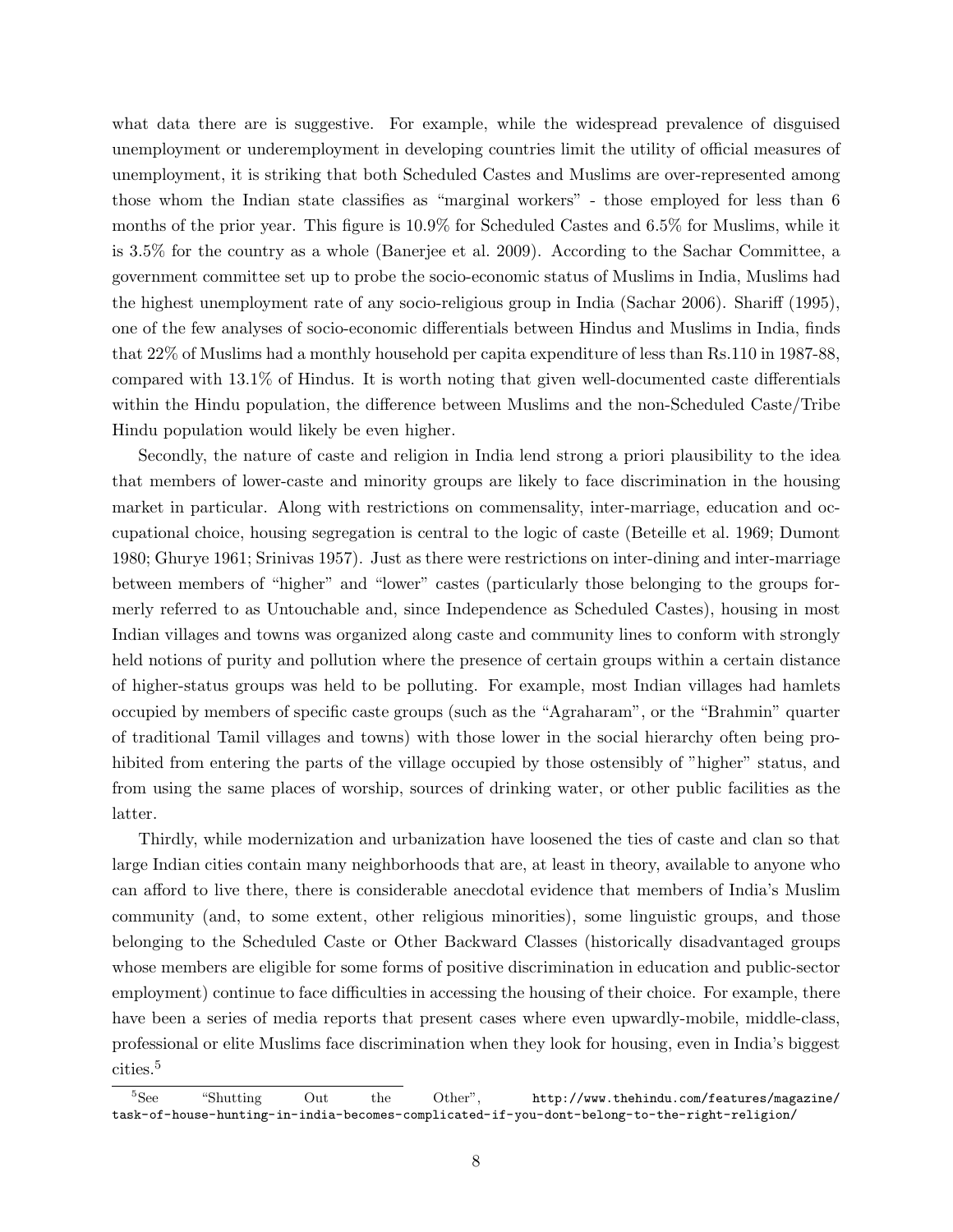what data there are is suggestive. For example, while the widespread prevalence of disguised unemployment or underemployment in developing countries limit the utility of official measures of unemployment, it is striking that both Scheduled Castes and Muslims are over-represented among those whom the Indian state classifies as "marginal workers" - those employed for less than 6 months of the prior year. This figure is 10.9% for Scheduled Castes and 6.5% for Muslims, while it is 3.5% for the country as a whole (Banerjee et al. 2009). According to the Sachar Committee, a government committee set up to probe the socio-economic status of Muslims in India, Muslims had the highest unemployment rate of any socio-religious group in India (Sachar 2006). Shariff (1995), one of the few analyses of socio-economic differentials between Hindus and Muslims in India, finds that 22% of Muslims had a monthly household per capita expenditure of less than Rs.110 in 1987-88, compared with 13.1% of Hindus. It is worth noting that given well-documented caste differentials within the Hindu population, the difference between Muslims and the non-Scheduled Caste/Tribe Hindu population would likely be even higher.

Secondly, the nature of caste and religion in India lend strong a priori plausibility to the idea that members of lower-caste and minority groups are likely to face discrimination in the housing market in particular. Along with restrictions on commensality, inter-marriage, education and occupational choice, housing segregation is central to the logic of caste (Beteille et al. 1969; Dumont 1980; Ghurye 1961; Srinivas 1957). Just as there were restrictions on inter-dining and inter-marriage between members of "higher" and "lower" castes (particularly those belonging to the groups formerly referred to as Untouchable and, since Independence as Scheduled Castes), housing in most Indian villages and towns was organized along caste and community lines to conform with strongly held notions of purity and pollution where the presence of certain groups within a certain distance of higher-status groups was held to be polluting. For example, most Indian villages had hamlets occupied by members of specific caste groups (such as the "Agraharam", or the "Brahmin" quarter of traditional Tamil villages and towns) with those lower in the social hierarchy often being prohibited from entering the parts of the village occupied by those ostensibly of "higher" status, and from using the same places of worship, sources of drinking water, or other public facilities as the latter.

Thirdly, while modernization and urbanization have loosened the ties of caste and clan so that large Indian cities contain many neighborhoods that are, at least in theory, available to anyone who can afford to live there, there is considerable anecdotal evidence that members of India's Muslim community (and, to some extent, other religious minorities), some linguistic groups, and those belonging to the Scheduled Caste or Other Backward Classes (historically disadvantaged groups whose members are eligible for some forms of positive discrimination in education and public-sector employment) continue to face difficulties in accessing the housing of their choice. For example, there have been a series of media reports that present cases where even upwardly-mobile, middle-class, professional or elite Muslims face discrimination when they look for housing, even in India's biggest cities.[5]

[5] See "Shutting Out the Other", http://www.thehindu.com/features/magazine/task-of-house-hunting-in-india-becomes-complicated-if-you-dont-belong-to-the-right-religion/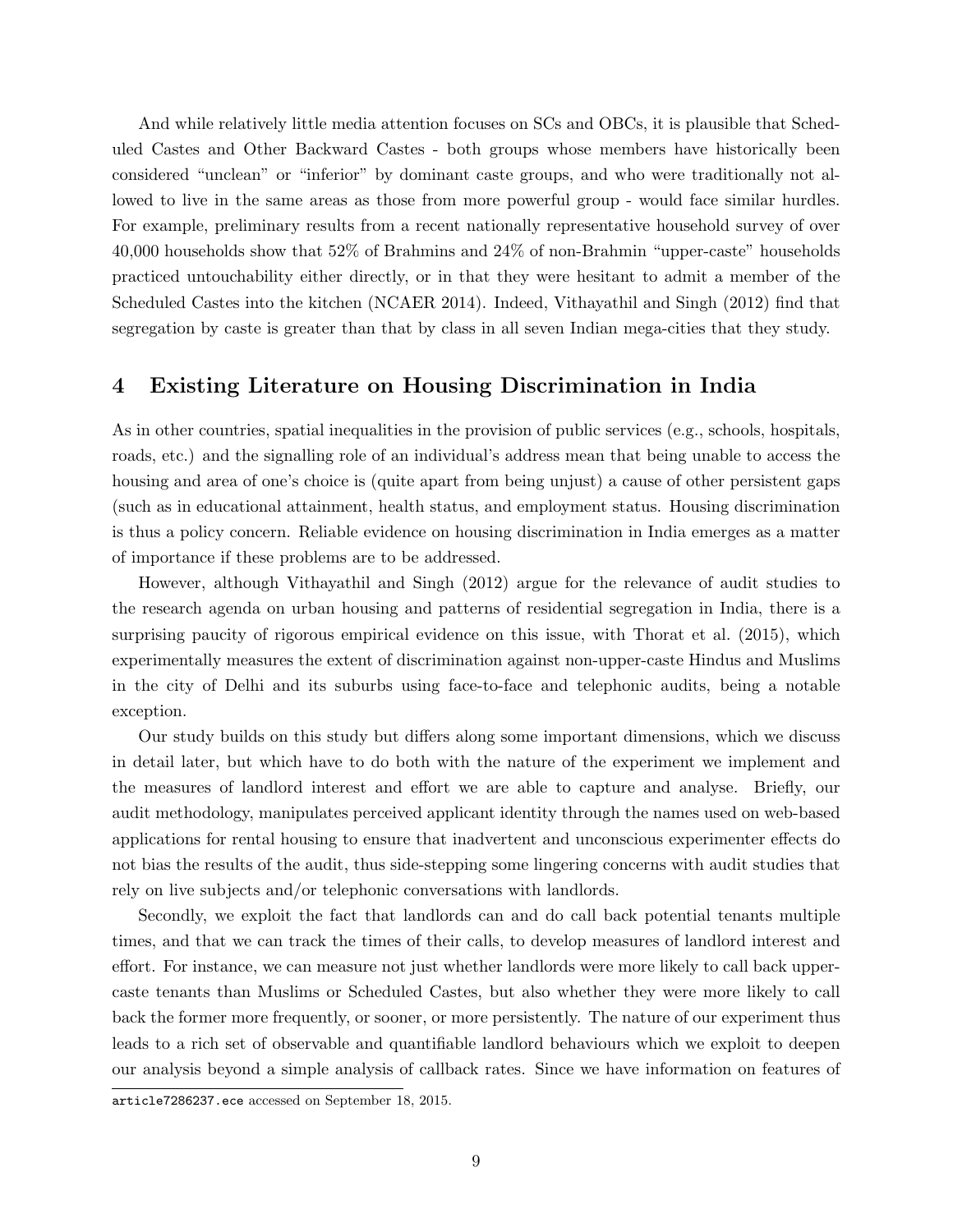And while relatively little media attention focuses on SCs and OBCs, it is plausible that Scheduled Castes and Other Backward Castes - both groups whose members have historically been considered "unclean" or "inferior" by dominant caste groups, and who were traditionally not allowed to live in the same areas as those from more powerful group - would face similar hurdles. For example, preliminary results from a recent nationally representative household survey of over 40,000 households show that 52% of Brahmins and 24% of non-Brahmin "upper-caste" households practiced untouchability either directly, or in that they were hesitant to admit a member of the Scheduled Castes into the kitchen (NCAER 2014). Indeed, Vithayathil and Singh (2012) find that segregation by caste is greater than that by class in all seven Indian mega-cities that they study.

## 4 Existing Literature on Housing Discrimination in India

As in other countries, spatial inequalities in the provision of public services (e.g., schools, hospitals, roads, etc.) and the signalling role of an individual's address mean that being unable to access the housing and area of one's choice is (quite apart from being unjust) a cause of other persistent gaps (such as in educational attainment, health status, and employment status. Housing discrimination is thus a policy concern. Reliable evidence on housing discrimination in India emerges as a matter of importance if these problems are to be addressed.

However, although Vithayathil and Singh (2012) argue for the relevance of audit studies to the research agenda on urban housing and patterns of residential segregation in India, there is a surprising paucity of rigorous empirical evidence on this issue, with Thorat et al. (2015), which experimentally measures the extent of discrimination against non-upper-caste Hindus and Muslims in the city of Delhi and its suburbs using face-to-face and telephonic audits, being a notable exception.

Our study builds on this study but differs along some important dimensions, which we discuss in detail later, but which have to do both with the nature of the experiment we implement and the measures of landlord interest and effort we are able to capture and analyse. Briefly, our audit methodology, manipulates perceived applicant identity through the names used on web-based applications for rental housing to ensure that inadvertent and unconscious experimenter effects do not bias the results of the audit, thus side-stepping some lingering concerns with audit studies that rely on live subjects and/or telephonic conversations with landlords.

Secondly, we exploit the fact that landlords can and do call back potential tenants multiple times, and that we can track the times of their calls, to develop measures of landlord interest and effort. For instance, we can measure not just whether landlords were more likely to call back upper-caste tenants than Muslims or Scheduled Castes, but also whether they were more likely to call back the former more frequently, or sooner, or more persistently. The nature of our experiment thus leads to a rich set of observable and quantifiable landlord behaviours which we exploit to deepen our analysis beyond a simple analysis of callback rates. Since we have information on features of

article7286237.ece accessed on September 18, 2015.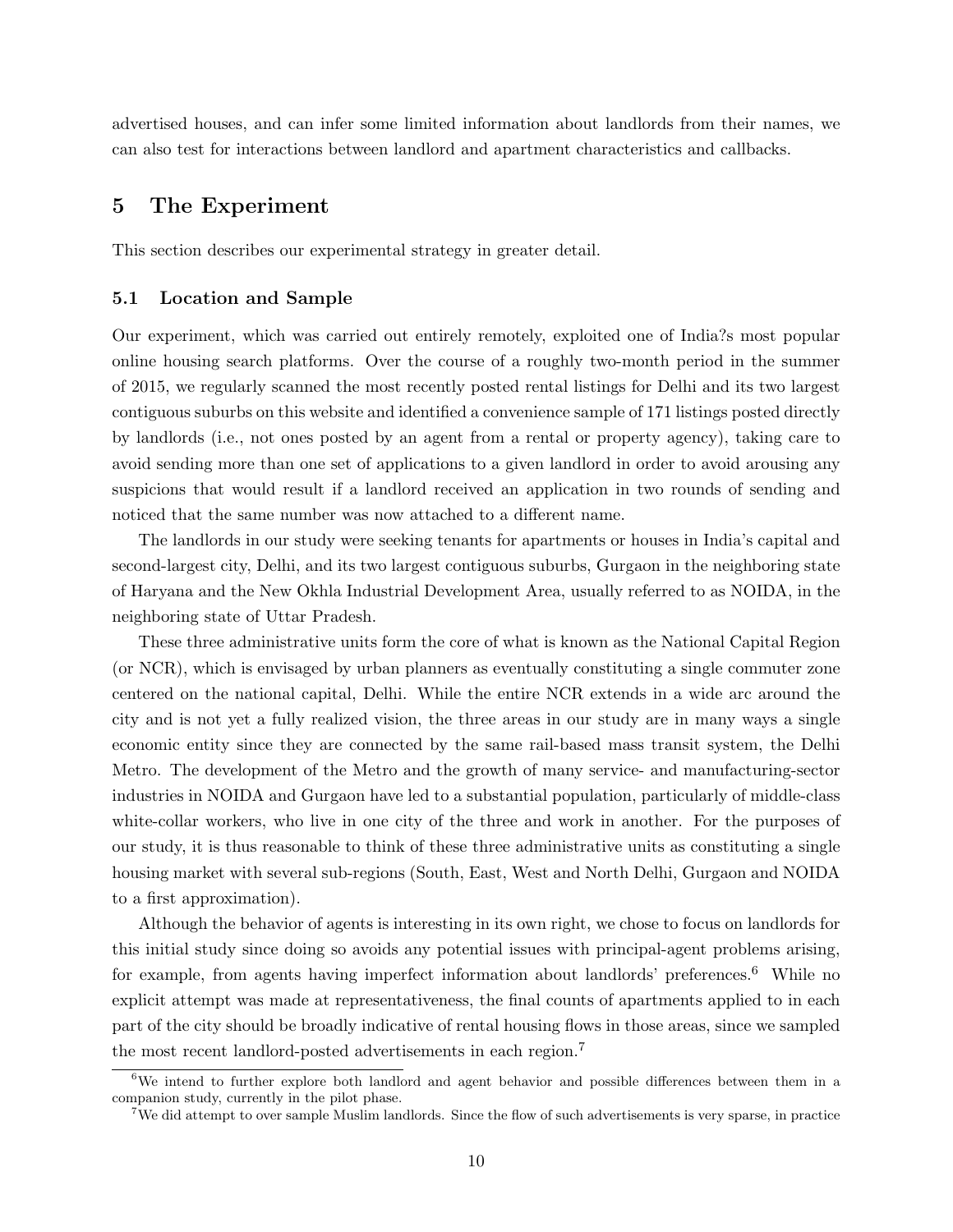advertised houses, and can infer some limited information about landlords from their names, we can also test for interactions between landlord and apartment characteristics and callbacks.

# 5 The Experiment

This section describes our experimental strategy in greater detail.

## 5.1 Location and Sample

Our experiment, which was carried out entirely remotely, exploited one of India?s most popular online housing search platforms. Over the course of a roughly two-month period in the summer of 2015, we regularly scanned the most recently posted rental listings for Delhi and its two largest contiguous suburbs on this website and identified a convenience sample of 171 listings posted directly by landlords (i.e., not ones posted by an agent from a rental or property agency), taking care to avoid sending more than one set of applications to a given landlord in order to avoid arousing any suspicions that would result if a landlord received an application in two rounds of sending and noticed that the same number was now attached to a different name.

The landlords in our study were seeking tenants for apartments or houses in India's capital and second-largest city, Delhi, and its two largest contiguous suburbs, Gurgaon in the neighboring state of Haryana and the New Okhla Industrial Development Area, usually referred to as NOIDA, in the neighboring state of Uttar Pradesh.

These three administrative units form the core of what is known as the National Capital Region (or NCR), which is envisaged by urban planners as eventually constituting a single commuter zone centered on the national capital, Delhi. While the entire NCR extends in a wide arc around the city and is not yet a fully realized vision, the three areas in our study are in many ways a single economic entity since they are connected by the same rail-based mass transit system, the Delhi Metro. The development of the Metro and the growth of many service- and manufacturing-sector industries in NOIDA and Gurgaon have led to a substantial population, particularly of middle-class white-collar workers, who live in one city of the three and work in another. For the purposes of our study, it is thus reasonable to think of these three administrative units as constituting a single housing market with several sub-regions (South, East, West and North Delhi, Gurgaon and NOIDA to a first approximation).

Although the behavior of agents is interesting in its own right, we chose to focus on landlords for this initial study since doing so avoids any potential issues with principal-agent problems arising, for example, from agents having imperfect information about landlords' preferences.[6] While no explicit attempt was made at representativeness, the final counts of apartments applied to in each part of the city should be broadly indicative of rental housing flows in those areas, since we sampled the most recent landlord-posted advertisements in each region.[7]

[6] We intend to further explore both landlord and agent behavior and possible differences between them in a companion study, currently in the pilot phase.

[7] We did attempt to over sample Muslim landlords. Since the flow of such advertisements is very sparse, in practice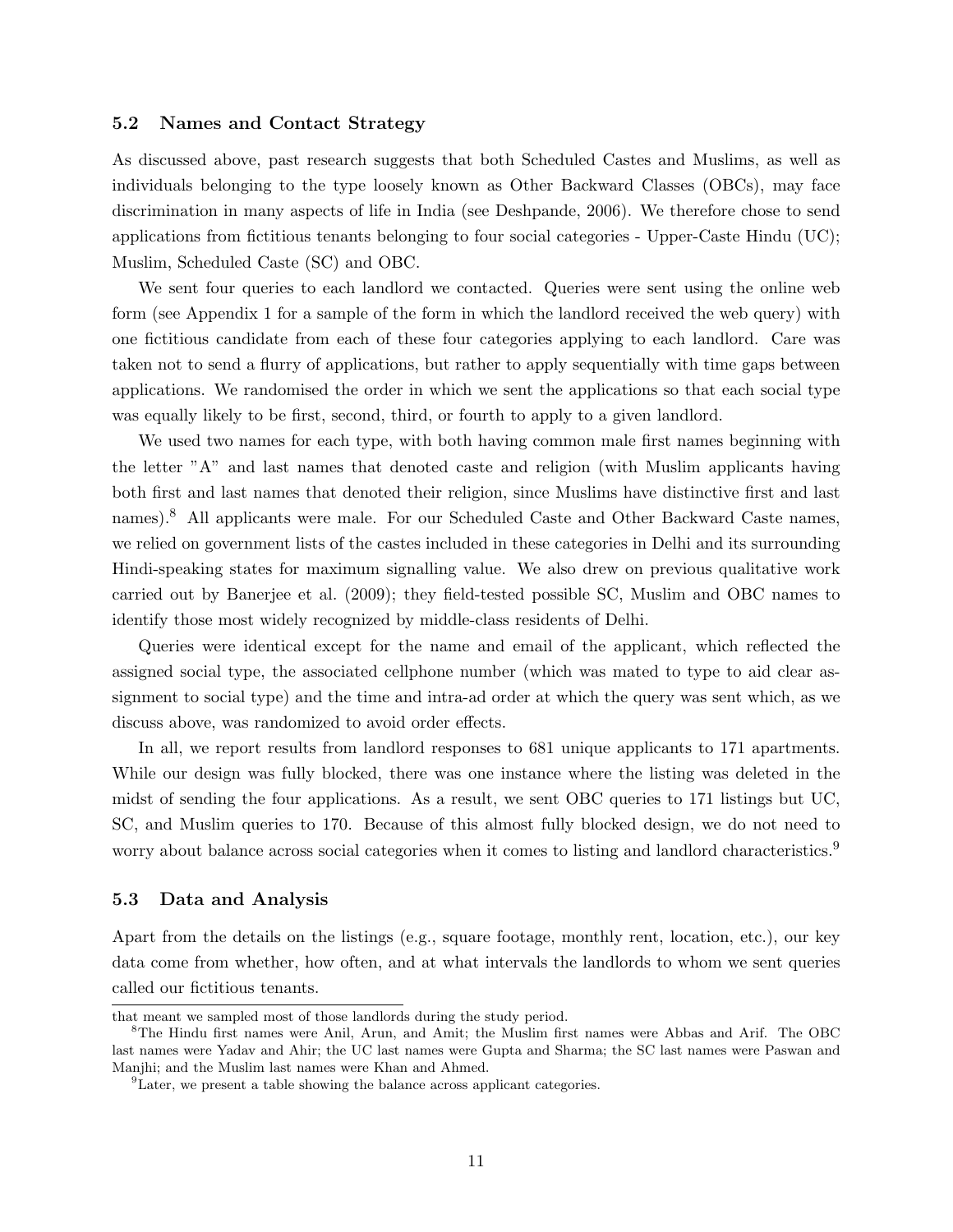### 5.2 Names and Contact Strategy

As discussed above, past research suggests that both Scheduled Castes and Muslims, as well as individuals belonging to the type loosely known as Other Backward Classes (OBCs), may face discrimination in many aspects of life in India (see Deshpande, 2006). We therefore chose to send applications from fictitious tenants belonging to four social categories - Upper-Caste Hindu (UC); Muslim, Scheduled Caste (SC) and OBC.

We sent four queries to each landlord we contacted. Queries were sent using the online web form (see Appendix 1 for a sample of the form in which the landlord received the web query) with one fictitious candidate from each of these four categories applying to each landlord. Care was taken not to send a flurry of applications, but rather to apply sequentially with time gaps between applications. We randomised the order in which we sent the applications so that each social type was equally likely to be first, second, third, or fourth to apply to a given landlord.

We used two names for each type, with both having common male first names beginning with the letter "A" and last names that denoted caste and religion (with Muslim applicants having both first and last names that denoted their religion, since Muslims have distinctive first and last names).[8] All applicants were male. For our Scheduled Caste and Other Backward Caste names, we relied on government lists of the castes included in these categories in Delhi and its surrounding Hindi-speaking states for maximum signalling value. We also drew on previous qualitative work carried out by Banerjee et al. (2009); they field-tested possible SC, Muslim and OBC names to identify those most widely recognized by middle-class residents of Delhi.

Queries were identical except for the name and email of the applicant, which reflected the assigned social type, the associated cellphone number (which was mated to type to aid clear assignment to social type) and the time and intra-ad order at which the query was sent which, as we discuss above, was randomized to avoid order effects.

In all, we report results from landlord responses to 681 unique applicants to 171 apartments. While our design was fully blocked, there was one instance where the listing was deleted in the midst of sending the four applications. As a result, we sent OBC queries to 171 listings but UC, SC, and Muslim queries to 170. Because of this almost fully blocked design, we do not need to worry about balance across social categories when it comes to listing and landlord characteristics.[9]

### 5.3 Data and Analysis

Apart from the details on the listings (e.g., square footage, monthly rent, location, etc.), our key data come from whether, how often, and at what intervals the landlords to whom we sent queries called our fictitious tenants.

---

that meant we sampled most of those landlords during the study period.

[8] The Hindu first names were Anil, Arun, and Amit; the Muslim first names were Abbas and Arif. The OBC last names were Yadav and Ahir; the UC last names were Gupta and Sharma; the SC last names were Paswan and Manjhi; and the Muslim last names were Khan and Ahmed.

[9] Later, we present a table showing the balance across applicant categories.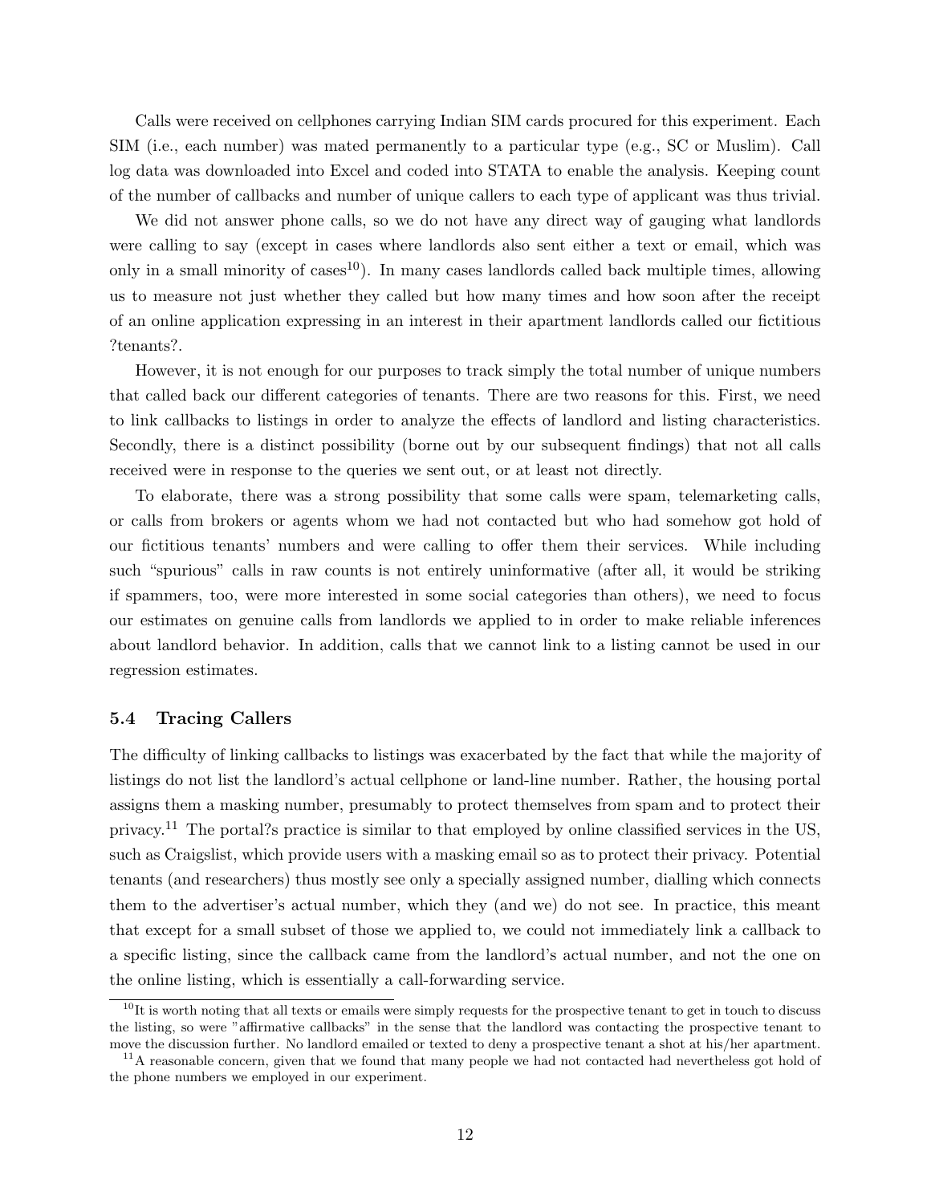Calls were received on cellphones carrying Indian SIM cards procured for this experiment. Each SIM (i.e., each number) was mated permanently to a particular type (e.g., SC or Muslim). Call log data was downloaded into Excel and coded into STATA to enable the analysis. Keeping count of the number of callbacks and number of unique callers to each type of applicant was thus trivial.

We did not answer phone calls, so we do not have any direct way of gauging what landlords were calling to say (except in cases where landlords also sent either a text or email, which was only in a small minority of cases[10]). In many cases landlords called back multiple times, allowing us to measure not just whether they called but how many times and how soon after the receipt of an online application expressing in an interest in their apartment landlords called our fictitious ?tenants?.

However, it is not enough for our purposes to track simply the total number of unique numbers that called back our different categories of tenants. There are two reasons for this. First, we need to link callbacks to listings in order to analyze the effects of landlord and listing characteristics. Secondly, there is a distinct possibility (borne out by our subsequent findings) that not all calls received were in response to the queries we sent out, or at least not directly.

To elaborate, there was a strong possibility that some calls were spam, telemarketing calls, or calls from brokers or agents whom we had not contacted but who had somehow got hold of our fictitious tenants' numbers and were calling to offer them their services. While including such "spurious" calls in raw counts is not entirely uninformative (after all, it would be striking if spammers, too, were more interested in some social categories than others), we need to focus our estimates on genuine calls from landlords we applied to in order to make reliable inferences about landlord behavior. In addition, calls that we cannot link to a listing cannot be used in our regression estimates.

### 5.4 Tracing Callers

The difficulty of linking callbacks to listings was exacerbated by the fact that while the majority of listings do not list the landlord's actual cellphone or land-line number. Rather, the housing portal assigns them a masking number, presumably to protect themselves from spam and to protect their privacy.[11] The portal?s practice is similar to that employed by online classified services in the US, such as Craigslist, which provide users with a masking email so as to protect their privacy. Potential tenants (and researchers) thus mostly see only a specially assigned number, dialling which connects them to the advertiser's actual number, which they (and we) do not see. In practice, this meant that except for a small subset of those we applied to, we could not immediately link a callback to a specific listing, since the callback came from the landlord's actual number, and not the one on the online listing, which is essentially a call-forwarding service.

---

[10] It is worth noting that all texts or emails were simply requests for the prospective tenant to get in touch to discuss the listing, so were "affirmative callbacks" in the sense that the landlord was contacting the prospective tenant to move the discussion further. No landlord emailed or texted to deny a prospective tenant a shot at his/her apartment.

[11] A reasonable concern, given that we found that many people we had not contacted had nevertheless got hold of the phone numbers we employed in our experiment.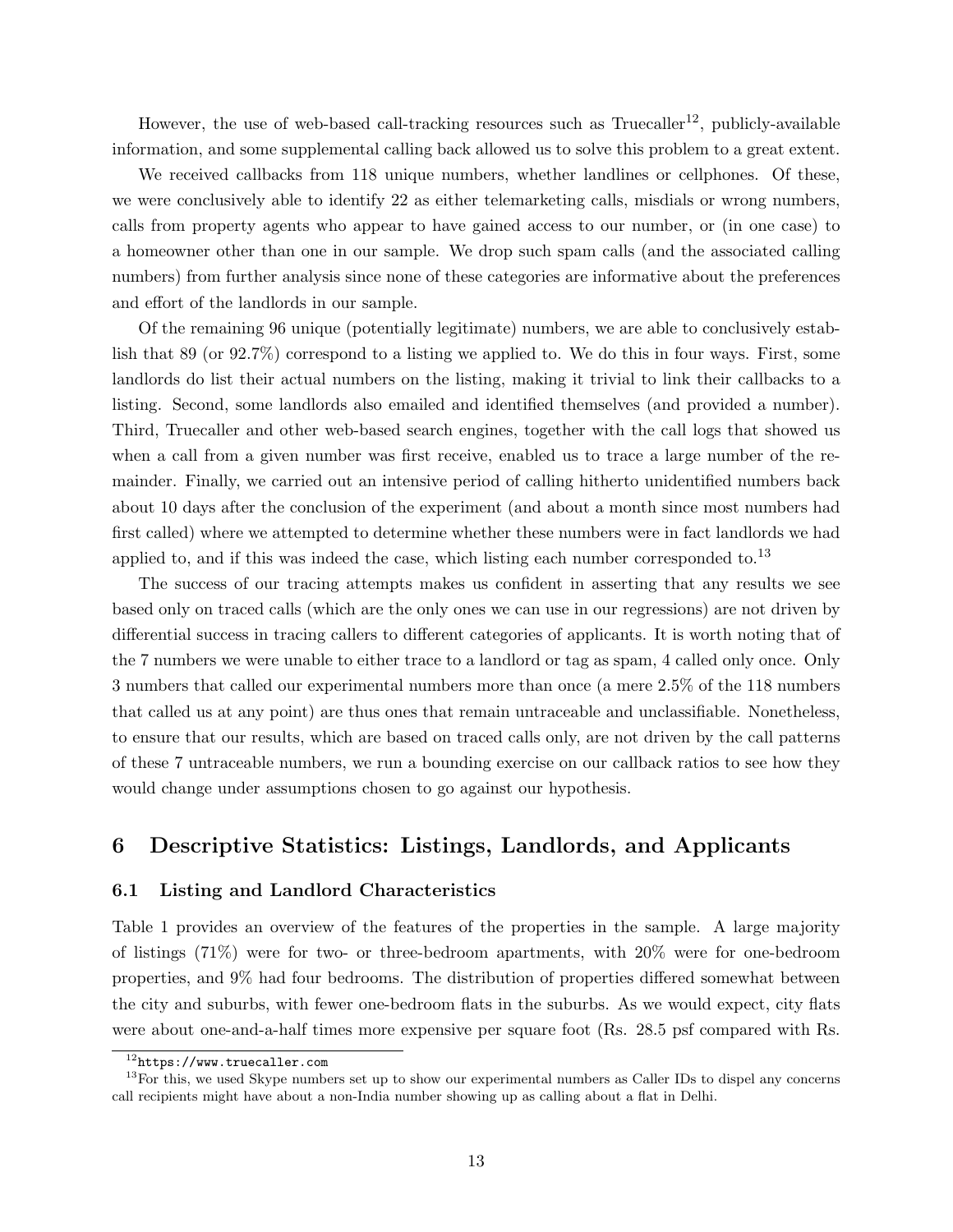However, the use of web-based call-tracking resources such as Truecaller[12], publicly-available information, and some supplemental calling back allowed us to solve this problem to a great extent.

We received callbacks from 118 unique numbers, whether landlines or cellphones. Of these, we were conclusively able to identify 22 as either telemarketing calls, misdials or wrong numbers, calls from property agents who appear to have gained access to our number, or (in one case) to a homeowner other than one in our sample. We drop such spam calls (and the associated calling numbers) from further analysis since none of these categories are informative about the preferences and effort of the landlords in our sample.

Of the remaining 96 unique (potentially legitimate) numbers, we are able to conclusively establish that 89 (or 92.7%) correspond to a listing we applied to. We do this in four ways. First, some landlords do list their actual numbers on the listing, making it trivial to link their callbacks to a listing. Second, some landlords also emailed and identified themselves (and provided a number). Third, Truecaller and other web-based search engines, together with the call logs that showed us when a call from a given number was first receive, enabled us to trace a large number of the remainder. Finally, we carried out an intensive period of calling hitherto unidentified numbers back about 10 days after the conclusion of the experiment (and about a month since most numbers had first called) where we attempted to determine whether these numbers were in fact landlords we had applied to, and if this was indeed the case, which listing each number corresponded to.[13]

The success of our tracing attempts makes us confident in asserting that any results we see based only on traced calls (which are the only ones we can use in our regressions) are not driven by differential success in tracing callers to different categories of applicants. It is worth noting that of the 7 numbers we were unable to either trace to a landlord or tag as spam, 4 called only once. Only 3 numbers that called our experimental numbers more than once (a mere 2.5% of the 118 numbers that called us at any point) are thus ones that remain untraceable and unclassifiable. Nonetheless, to ensure that our results, which are based on traced calls only, are not driven by the call patterns of these 7 untraceable numbers, we run a bounding exercise on our callback ratios to see how they would change under assumptions chosen to go against our hypothesis.

## 6 Descriptive Statistics: Listings, Landlords, and Applicants

### 6.1 Listing and Landlord Characteristics

Table 1 provides an overview of the features of the properties in the sample. A large majority of listings (71%) were for two- or three-bedroom apartments, with 20% were for one-bedroom properties, and 9% had four bedrooms. The distribution of properties differed somewhat between the city and suburbs, with fewer one-bedroom flats in the suburbs. As we would expect, city flats were about one-and-a-half times more expensive per square foot (Rs. 28.5 psf compared with Rs.

---

[12] https://www.truecaller.com

[13] For this, we used Skype numbers set up to show our experimental numbers as Caller IDs to dispel any concerns call recipients might have about a non-India number showing up as calling about a flat in Delhi.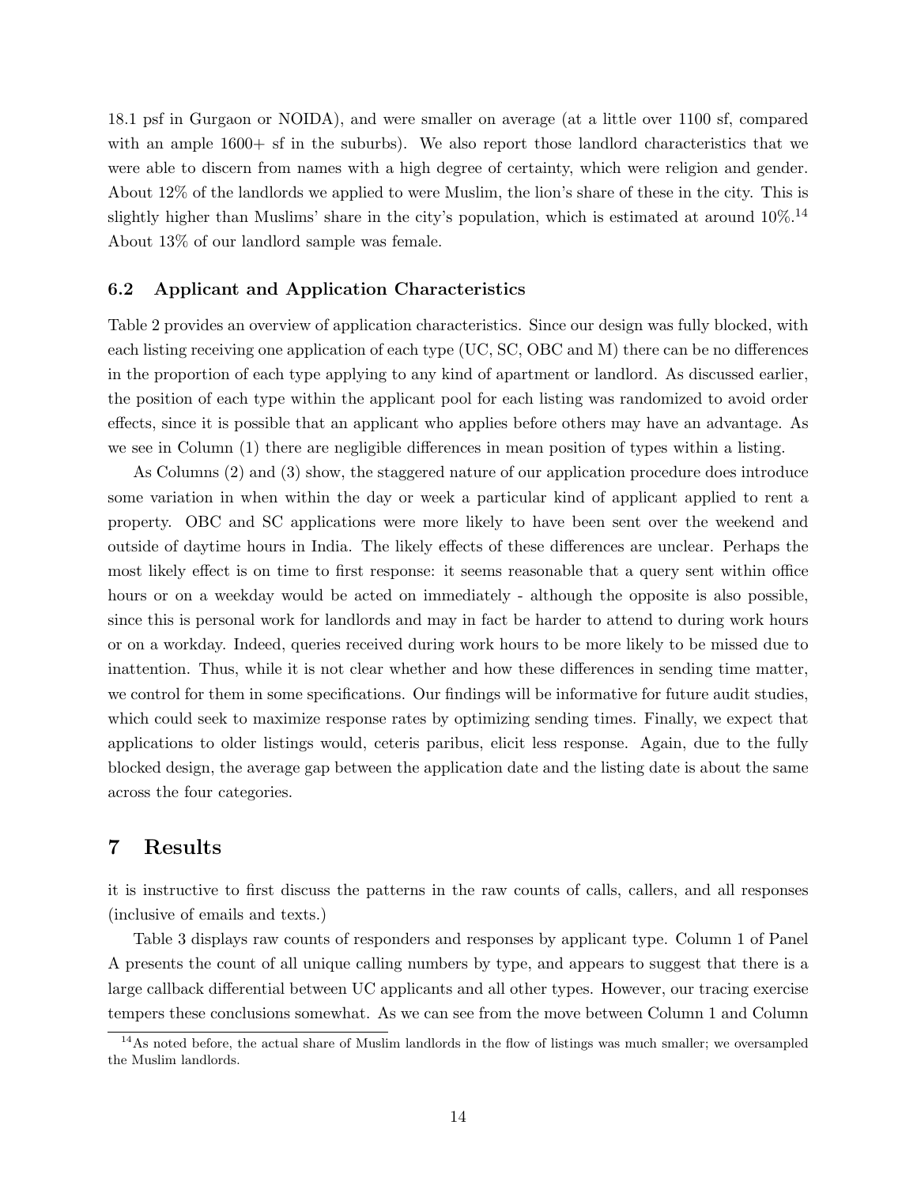18.1 psf in Gurgaon or NOIDA), and were smaller on average (at a little over 1100 sf, compared with an ample 1600+ sf in the suburbs). We also report those landlord characteristics that we were able to discern from names with a high degree of certainty, which were religion and gender. About 12% of the landlords we applied to were Muslim, the lion's share of these in the city. This is slightly higher than Muslims' share in the city's population, which is estimated at around 10%.[14] About 13% of our landlord sample was female.

### 6.2 Applicant and Application Characteristics

Table 2 provides an overview of application characteristics. Since our design was fully blocked, with each listing receiving one application of each type (UC, SC, OBC and M) there can be no differences in the proportion of each type applying to any kind of apartment or landlord. As discussed earlier, the position of each type within the applicant pool for each listing was randomized to avoid order effects, since it is possible that an applicant who applies before others may have an advantage. As we see in Column (1) there are negligible differences in mean position of types within a listing.

As Columns (2) and (3) show, the staggered nature of our application procedure does introduce some variation in when within the day or week a particular kind of applicant applied to rent a property. OBC and SC applications were more likely to have been sent over the weekend and outside of daytime hours in India. The likely effects of these differences are unclear. Perhaps the most likely effect is on time to first response: it seems reasonable that a query sent within office hours or on a weekday would be acted on immediately - although the opposite is also possible, since this is personal work for landlords and may in fact be harder to attend to during work hours or on a workday. Indeed, queries received during work hours to be more likely to be missed due to inattention. Thus, while it is not clear whether and how these differences in sending time matter, we control for them in some specifications. Our findings will be informative for future audit studies, which could seek to maximize response rates by optimizing sending times. Finally, we expect that applications to older listings would, ceteris paribus, elicit less response. Again, due to the fully blocked design, the average gap between the application date and the listing date is about the same across the four categories.

## 7 Results

it is instructive to first discuss the patterns in the raw counts of calls, callers, and all responses (inclusive of emails and texts.)

Table 3 displays raw counts of responders and responses by applicant type. Column 1 of Panel A presents the count of all unique calling numbers by type, and appears to suggest that there is a large callback differential between UC applicants and all other types. However, our tracing exercise tempers these conclusions somewhat. As we can see from the move between Column 1 and Column

[14] As noted before, the actual share of Muslim landlords in the flow of listings was much smaller; we oversampled the Muslim landlords.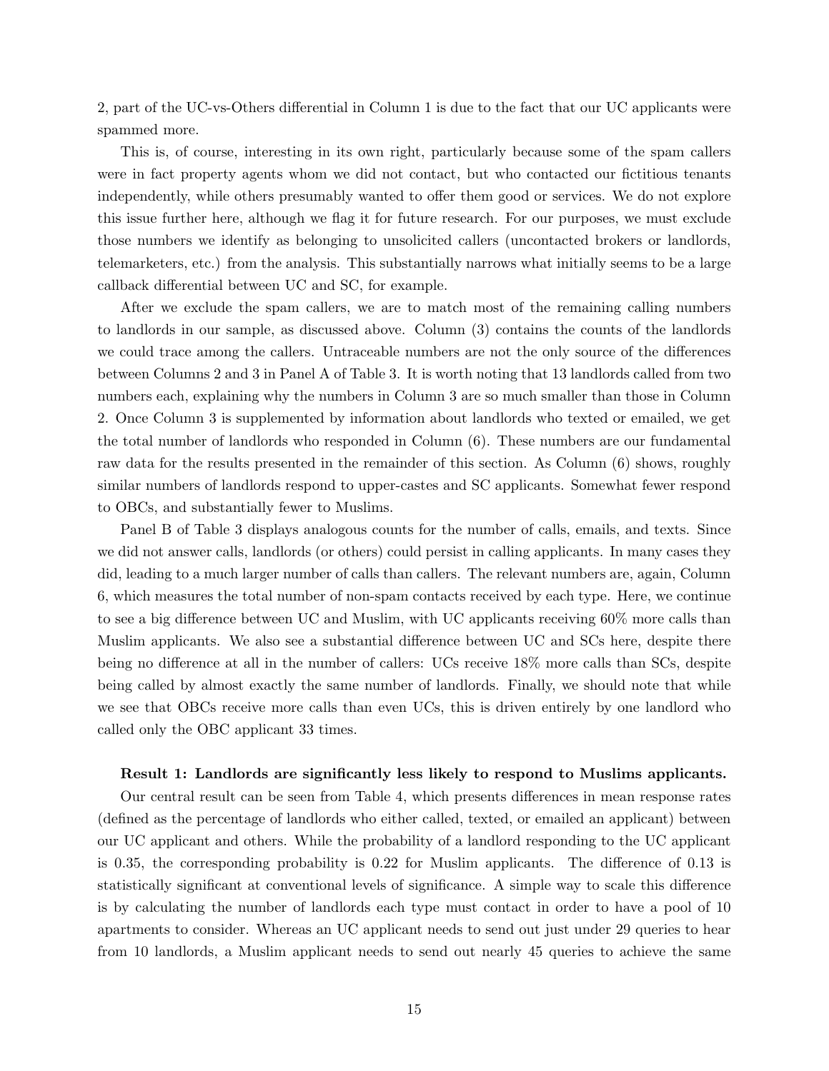2, part of the UC-vs-Others differential in Column 1 is due to the fact that our UC applicants were spammed more.

This is, of course, interesting in its own right, particularly because some of the spam callers were in fact property agents whom we did not contact, but who contacted our fictitious tenants independently, while others presumably wanted to offer them good or services. We do not explore this issue further here, although we flag it for future research. For our purposes, we must exclude those numbers we identify as belonging to unsolicited callers (uncontacted brokers or landlords, telemarketers, etc.) from the analysis. This substantially narrows what initially seems to be a large callback differential between UC and SC, for example.

After we exclude the spam callers, we are to match most of the remaining calling numbers to landlords in our sample, as discussed above. Column (3) contains the counts of the landlords we could trace among the callers. Untraceable numbers are not the only source of the differences between Columns 2 and 3 in Panel A of Table 3. It is worth noting that 13 landlords called from two numbers each, explaining why the numbers in Column 3 are so much smaller than those in Column 2. Once Column 3 is supplemented by information about landlords who texted or emailed, we get the total number of landlords who responded in Column (6). These numbers are our fundamental raw data for the results presented in the remainder of this section. As Column (6) shows, roughly similar numbers of landlords respond to upper-castes and SC applicants. Somewhat fewer respond to OBCs, and substantially fewer to Muslims.

Panel B of Table 3 displays analogous counts for the number of calls, emails, and texts. Since we did not answer calls, landlords (or others) could persist in calling applicants. In many cases they did, leading to a much larger number of calls than callers. The relevant numbers are, again, Column 6, which measures the total number of non-spam contacts received by each type. Here, we continue to see a big difference between UC and Muslim, with UC applicants receiving 60% more calls than Muslim applicants. We also see a substantial difference between UC and SCs here, despite there being no difference at all in the number of callers: UCs receive 18% more calls than SCs, despite being called by almost exactly the same number of landlords. Finally, we should note that while we see that OBCs receive more calls than even UCs, this is driven entirely by one landlord who called only the OBC applicant 33 times.

**Result 1: Landlords are significantly less likely to respond to Muslims applicants.**

Our central result can be seen from Table 4, which presents differences in mean response rates (defined as the percentage of landlords who either called, texted, or emailed an applicant) between our UC applicant and others. While the probability of a landlord responding to the UC applicant is 0.35, the corresponding probability is 0.22 for Muslim applicants. The difference of 0.13 is statistically significant at conventional levels of significance. A simple way to scale this difference is by calculating the number of landlords each type must contact in order to have a pool of 10 apartments to consider. Whereas an UC applicant needs to send out just under 29 queries to hear from 10 landlords, a Muslim applicant needs to send out nearly 45 queries to achieve the same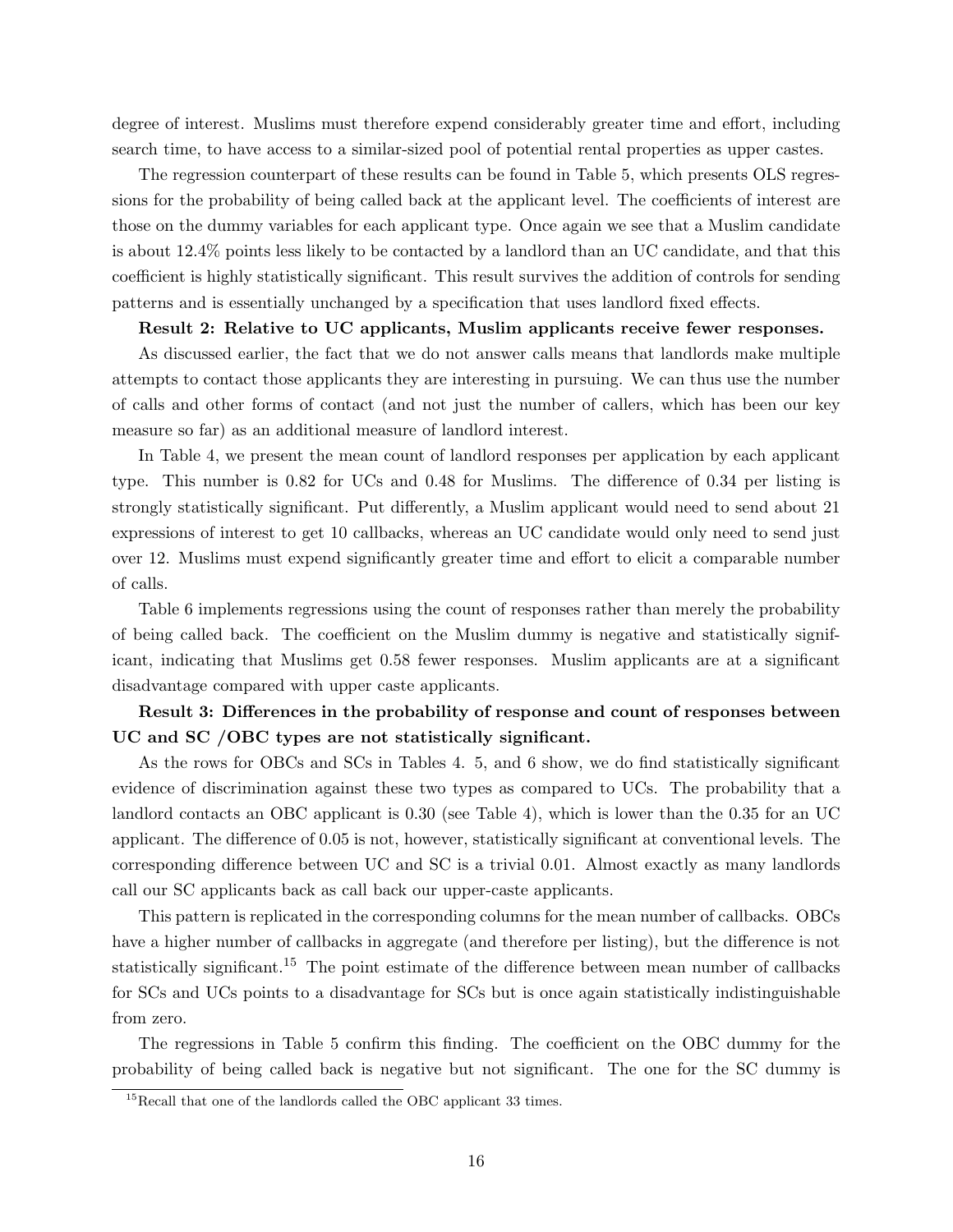degree of interest. Muslims must therefore expend considerably greater time and effort, including search time, to have access to a similar-sized pool of potential rental properties as upper castes.

The regression counterpart of these results can be found in Table 5, which presents OLS regressions for the probability of being called back at the applicant level. The coefficients of interest are those on the dummy variables for each applicant type. Once again we see that a Muslim candidate is about 12.4% points less likely to be contacted by a landlord than an UC candidate, and that this coefficient is highly statistically significant. This result survives the addition of controls for sending patterns and is essentially unchanged by a specification that uses landlord fixed effects.

**Result 2: Relative to UC applicants, Muslim applicants receive fewer responses.**

As discussed earlier, the fact that we do not answer calls means that landlords make multiple attempts to contact those applicants they are interesting in pursuing. We can thus use the number of calls and other forms of contact (and not just the number of callers, which has been our key measure so far) as an additional measure of landlord interest.

In Table 4, we present the mean count of landlord responses per application by each applicant type. This number is 0.82 for UCs and 0.48 for Muslims. The difference of 0.34 per listing is strongly statistically significant. Put differently, a Muslim applicant would need to send about 21 expressions of interest to get 10 callbacks, whereas an UC candidate would only need to send just over 12. Muslims must expend significantly greater time and effort to elicit a comparable number of calls.

Table 6 implements regressions using the count of responses rather than merely the probability of being called back. The coefficient on the Muslim dummy is negative and statistically significant, indicating that Muslims get 0.58 fewer responses. Muslim applicants are at a significant disadvantage compared with upper caste applicants.

**Result 3: Differences in the probability of response and count of responses between UC and SC /OBC types are not statistically significant.**

As the rows for OBCs and SCs in Tables 4. 5, and 6 show, we do find statistically significant evidence of discrimination against these two types as compared to UCs. The probability that a landlord contacts an OBC applicant is 0.30 (see Table 4), which is lower than the 0.35 for an UC applicant. The difference of 0.05 is not, however, statistically significant at conventional levels. The corresponding difference between UC and SC is a trivial 0.01. Almost exactly as many landlords call our SC applicants back as call back our upper-caste applicants.

This pattern is replicated in the corresponding columns for the mean number of callbacks. OBCs have a higher number of callbacks in aggregate (and therefore per listing), but the difference is not statistically significant.[15] The point estimate of the difference between mean number of callbacks for SCs and UCs points to a disadvantage for SCs but is once again statistically indistinguishable from zero.

The regressions in Table 5 confirm this finding. The coefficient on the OBC dummy for the probability of being called back is negative but not significant. The one for the SC dummy is

[15] Recall that one of the landlords called the OBC applicant 33 times.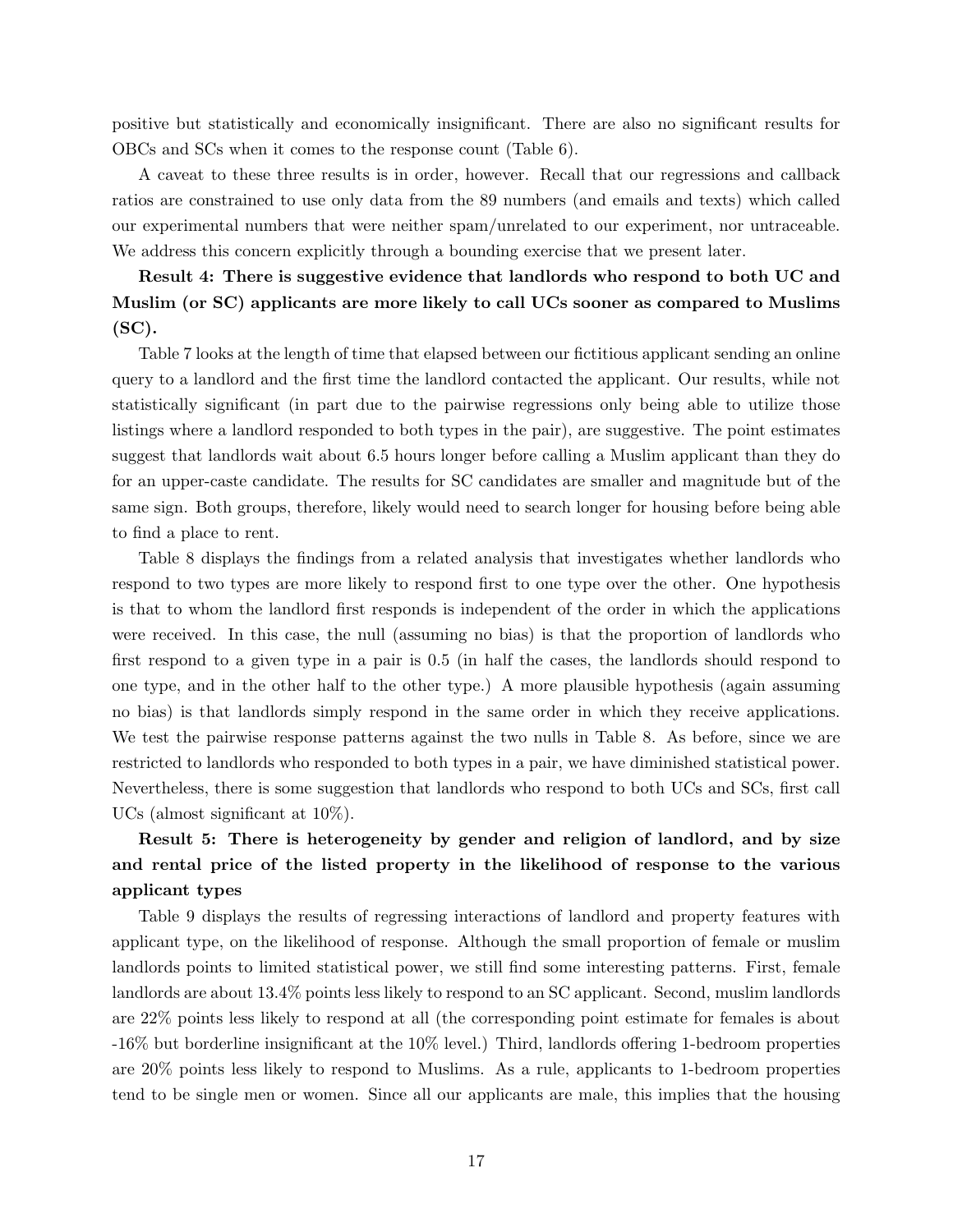positive but statistically and economically insignificant. There are also no significant results for OBCs and SCs when it comes to the response count (Table 6).

A caveat to these three results is in order, however. Recall that our regressions and callback ratios are constrained to use only data from the 89 numbers (and emails and texts) which called our experimental numbers that were neither spam/unrelated to our experiment, nor untraceable. We address this concern explicitly through a bounding exercise that we present later.

**Result 4: There is suggestive evidence that landlords who respond to both UC and Muslim (or SC) applicants are more likely to call UCs sooner as compared to Muslims (SC).**

Table 7 looks at the length of time that elapsed between our fictitious applicant sending an online query to a landlord and the first time the landlord contacted the applicant. Our results, while not statistically significant (in part due to the pairwise regressions only being able to utilize those listings where a landlord responded to both types in the pair), are suggestive. The point estimates suggest that landlords wait about 6.5 hours longer before calling a Muslim applicant than they do for an upper-caste candidate. The results for SC candidates are smaller and magnitude but of the same sign. Both groups, therefore, likely would need to search longer for housing before being able to find a place to rent.

Table 8 displays the findings from a related analysis that investigates whether landlords who respond to two types are more likely to respond first to one type over the other. One hypothesis is that to whom the landlord first responds is independent of the order in which the applications were received. In this case, the null (assuming no bias) is that the proportion of landlords who first respond to a given type in a pair is 0.5 (in half the cases, the landlords should respond to one type, and in the other half to the other type.) A more plausible hypothesis (again assuming no bias) is that landlords simply respond in the same order in which they receive applications. We test the pairwise response patterns against the two nulls in Table 8. As before, since we are restricted to landlords who responded to both types in a pair, we have diminished statistical power. Nevertheless, there is some suggestion that landlords who respond to both UCs and SCs, first call UCs (almost significant at 10%).

**Result 5: There is heterogeneity by gender and religion of landlord, and by size and rental price of the listed property in the likelihood of response to the various applicant types**

Table 9 displays the results of regressing interactions of landlord and property features with applicant type, on the likelihood of response. Although the small proportion of female or muslim landlords points to limited statistical power, we still find some interesting patterns. First, female landlords are about 13.4% points less likely to respond to an SC applicant. Second, muslim landlords are 22% points less likely to respond at all (the corresponding point estimate for females is about -16% but borderline insignificant at the 10% level.) Third, landlords offering 1-bedroom properties are 20% points less likely to respond to Muslims. As a rule, applicants to 1-bedroom properties tend to be single men or women. Since all our applicants are male, this implies that the housing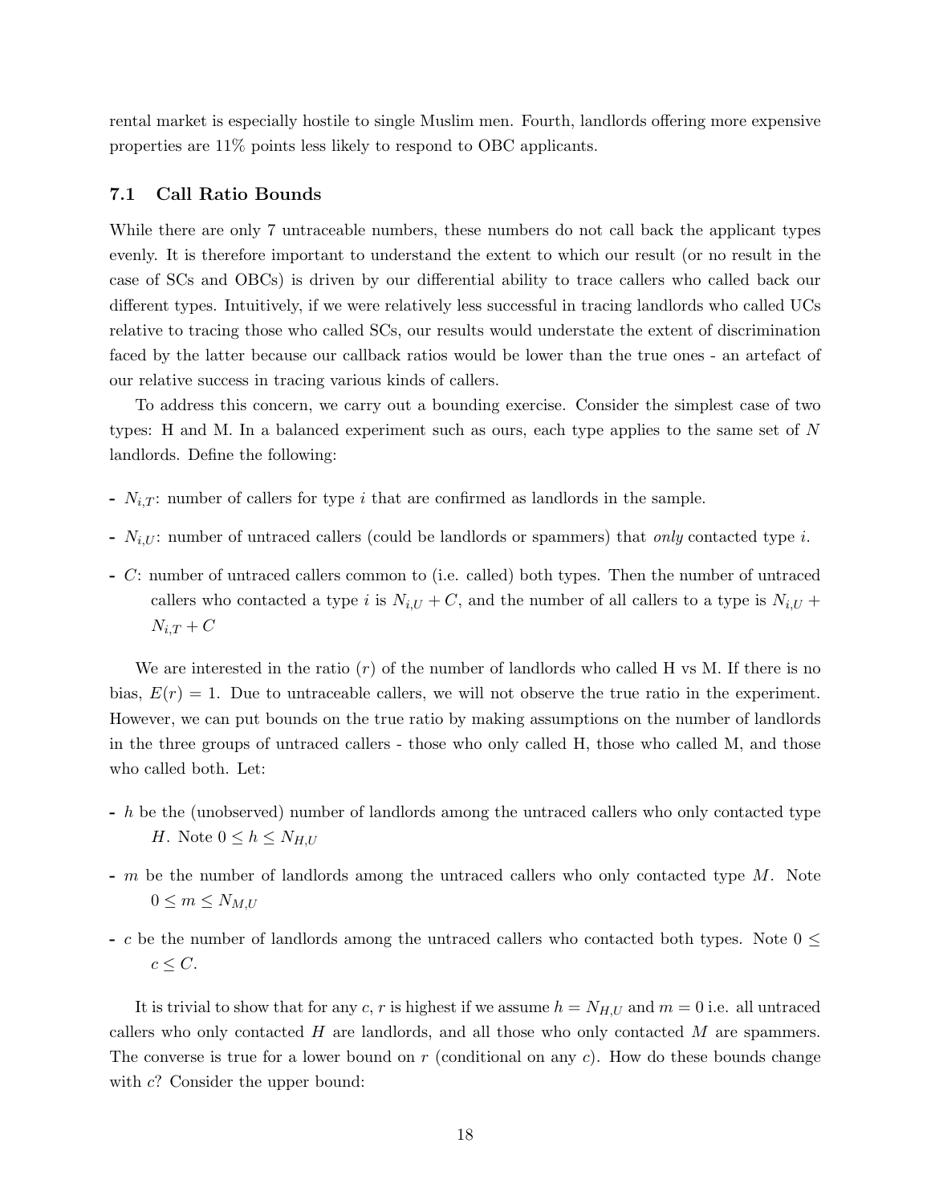rental market is especially hostile to single Muslim men. Fourth, landlords offering more expensive properties are 11% points less likely to respond to OBC applicants.

### 7.1 Call Ratio Bounds

While there are only 7 untraceable numbers, these numbers do not call back the applicant types evenly. It is therefore important to understand the extent to which our result (or no result in the case of SCs and OBCs) is driven by our differential ability to trace callers who called back our different types. Intuitively, if we were relatively less successful in tracing landlords who called UCs relative to tracing those who called SCs, our results would understate the extent of discrimination faced by the latter because our callback ratios would be lower than the true ones - an artefact of our relative success in tracing various kinds of callers.

To address this concern, we carry out a bounding exercise. Consider the simplest case of two types: H and M. In a balanced experiment such as ours, each type applies to the same set of $N$ landlords. Define the following:

- $N_{i,T}$: number of callers for type $i$ that are confirmed as landlords in the sample.
- $N_{i,U}$: number of untraced callers (could be landlords or spammers) that *only* contacted type $i$.
- $C$: number of untraced callers common to (i.e. called) both types. Then the number of untraced callers who contacted a type $i$ is $N_{i,U} + C$, and the number of all callers to a type is $N_{i,U} + N_{i,T} + C$

We are interested in the ratio ($r$) of the number of landlords who called H vs M. If there is no bias, $E(r) = 1$. Due to untraceable callers, we will not observe the true ratio in the experiment. However, we can put bounds on the true ratio by making assumptions on the number of landlords in the three groups of untraced callers - those who only called H, those who called M, and those who called both. Let:

- $h$ be the (unobserved) number of landlords among the untraced callers who only contacted type $H$. Note $0 \leq h \leq N_{H,U}$
- $m$ be the number of landlords among the untraced callers who only contacted type $M$. Note $0 \leq m \leq N_{M,U}$
- $c$ be the number of landlords among the untraced callers who contacted both types. Note $0 \leq c \leq C$.

It is trivial to show that for any $c$, $r$ is highest if we assume $h = N_{H,U}$ and $m = 0$ i.e. all untraced callers who only contacted $H$ are landlords, and all those who only contacted $M$ are spammers. The converse is true for a lower bound on $r$ (conditional on any $c$). How do these bounds change with $c$? Consider the upper bound: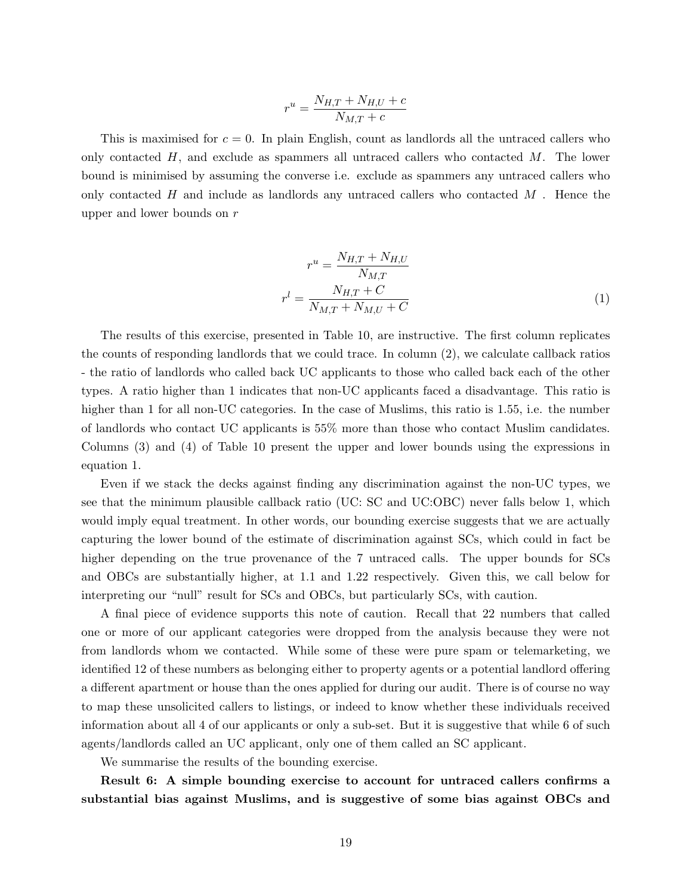$$r^u = \frac{N_{H,T} + N_{H,U} + c}{N_{M,T} + c}$$

This is maximised for $c = 0$. In plain English, count as landlords all the untraced callers who only contacted $H$, and exclude as spammers all untraced callers who contacted $M$. The lower bound is minimised by assuming the converse i.e. exclude as spammers any untraced callers who only contacted $H$ and include as landlords any untraced callers who contacted $M$ . Hence the upper and lower bounds on $r$

$$\begin{aligned} r^u &= \frac{N_{H,T} + N_{H,U}}{N_{M,T}} \\ r^l &= \frac{N_{H,T} + C}{N_{M,T} + N_{M,U} + C} \end{aligned} \tag{1}$$

The results of this exercise, presented in Table 10, are instructive. The first column replicates the counts of responding landlords that we could trace. In column (2), we calculate callback ratios - the ratio of landlords who called back UC applicants to those who called back each of the other types. A ratio higher than 1 indicates that non-UC applicants faced a disadvantage. This ratio is higher than 1 for all non-UC categories. In the case of Muslims, this ratio is 1.55, i.e. the number of landlords who contact UC applicants is 55% more than those who contact Muslim candidates. Columns (3) and (4) of Table 10 present the upper and lower bounds using the expressions in equation 1.

Even if we stack the decks against finding any discrimination against the non-UC types, we see that the minimum plausible callback ratio (UC: SC and UC:OBC) never falls below 1, which would imply equal treatment. In other words, our bounding exercise suggests that we are actually capturing the lower bound of the estimate of discrimination against SCs, which could in fact be higher depending on the true provenance of the 7 untraced calls. The upper bounds for SCs and OBCs are substantially higher, at 1.1 and 1.22 respectively. Given this, we call below for interpreting our "null" result for SCs and OBCs, but particularly SCs, with caution.

A final piece of evidence supports this note of caution. Recall that 22 numbers that called one or more of our applicant categories were dropped from the analysis because they were not from landlords whom we contacted. While some of these were pure spam or telemarketing, we identified 12 of these numbers as belonging either to property agents or a potential landlord offering a different apartment or house than the ones applied for during our audit. There is of course no way to map these unsolicited callers to listings, or indeed to know whether these individuals received information about all 4 of our applicants or only a sub-set. But it is suggestive that while 6 of such agents/landlords called an UC applicant, only one of them called an SC applicant.

We summarise the results of the bounding exercise.

**Result 6: A simple bounding exercise to account for untraced callers confirms a substantial bias against Muslims, and is suggestive of some bias against OBCs and**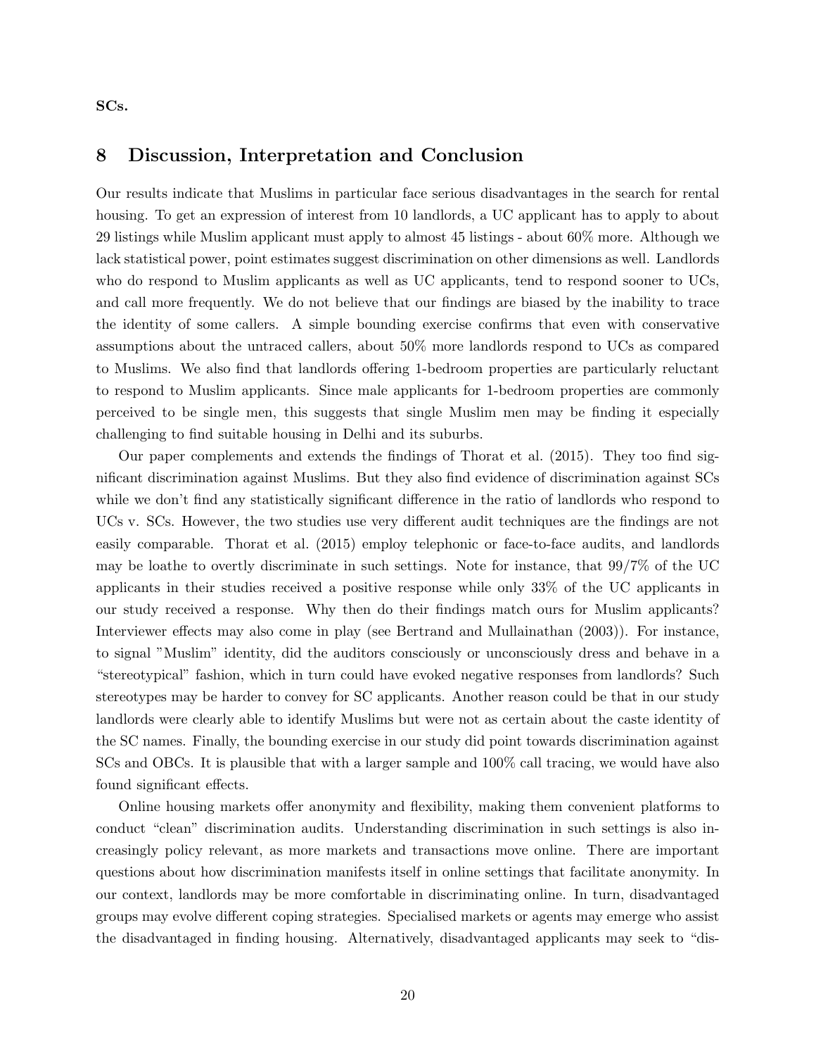**SCs.**

## 8 Discussion, Interpretation and Conclusion

Our results indicate that Muslims in particular face serious disadvantages in the search for rental housing. To get an expression of interest from 10 landlords, a UC applicant has to apply to about 29 listings while Muslim applicant must apply to almost 45 listings - about 60% more. Although we lack statistical power, point estimates suggest discrimination on other dimensions as well. Landlords who do respond to Muslim applicants as well as UC applicants, tend to respond sooner to UCs, and call more frequently. We do not believe that our findings are biased by the inability to trace the identity of some callers. A simple bounding exercise confirms that even with conservative assumptions about the untraced callers, about 50% more landlords respond to UCs as compared to Muslims. We also find that landlords offering 1-bedroom properties are particularly reluctant to respond to Muslim applicants. Since male applicants for 1-bedroom properties are commonly perceived to be single men, this suggests that single Muslim men may be finding it especially challenging to find suitable housing in Delhi and its suburbs.

Our paper complements and extends the findings of Thorat et al. (2015). They too find significant discrimination against Muslims. But they also find evidence of discrimination against SCs while we don't find any statistically significant difference in the ratio of landlords who respond to UCs v. SCs. However, the two studies use very different audit techniques are the findings are not easily comparable. Thorat et al. (2015) employ telephonic or face-to-face audits, and landlords may be loathe to overtly discriminate in such settings. Note for instance, that 99/7% of the UC applicants in their studies received a positive response while only 33% of the UC applicants in our study received a response. Why then do their findings match ours for Muslim applicants? Interviewer effects may also come in play (see Bertrand and Mullainathan (2003)). For instance, to signal "Muslim" identity, did the auditors consciously or unconsciously dress and behave in a "stereotypical" fashion, which in turn could have evoked negative responses from landlords? Such stereotypes may be harder to convey for SC applicants. Another reason could be that in our study landlords were clearly able to identify Muslims but were not as certain about the caste identity of the SC names. Finally, the bounding exercise in our study did point towards discrimination against SCs and OBCs. It is plausible that with a larger sample and 100% call tracing, we would have also found significant effects.

Online housing markets offer anonymity and flexibility, making them convenient platforms to conduct "clean" discrimination audits. Understanding discrimination in such settings is also increasingly policy relevant, as more markets and transactions move online. There are important questions about how discrimination manifests itself in online settings that facilitate anonymity. In our context, landlords may be more comfortable in discriminating online. In turn, disadvantaged groups may evolve different coping strategies. Specialised markets or agents may emerge who assist the disadvantaged in finding housing. Alternatively, disadvantaged applicants may seek to "dis-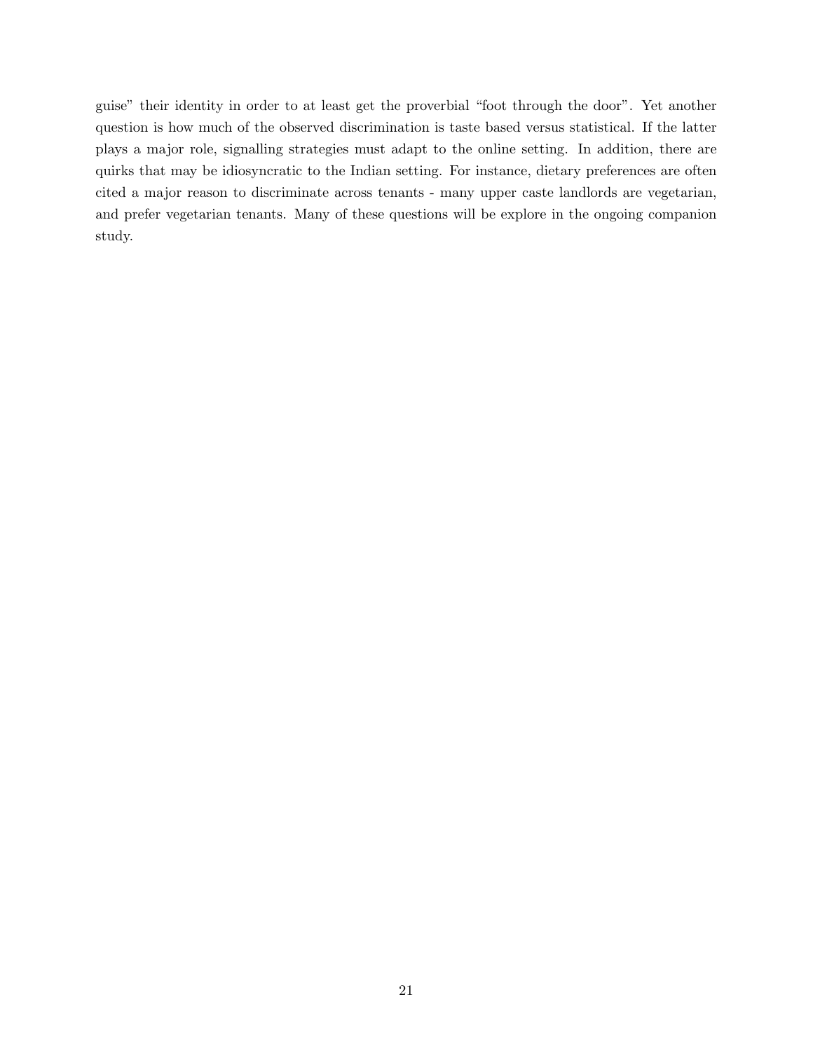guise" their identity in order to at least get the proverbial "foot through the door". Yet another question is how much of the observed discrimination is taste based versus statistical. If the latter plays a major role, signalling strategies must adapt to the online setting. In addition, there are quirks that may be idiosyncratic to the Indian setting. For instance, dietary preferences are often cited a major reason to discriminate across tenants - many upper caste landlords are vegetarian, and prefer vegetarian tenants. Many of these questions will be explore in the ongoing companion study.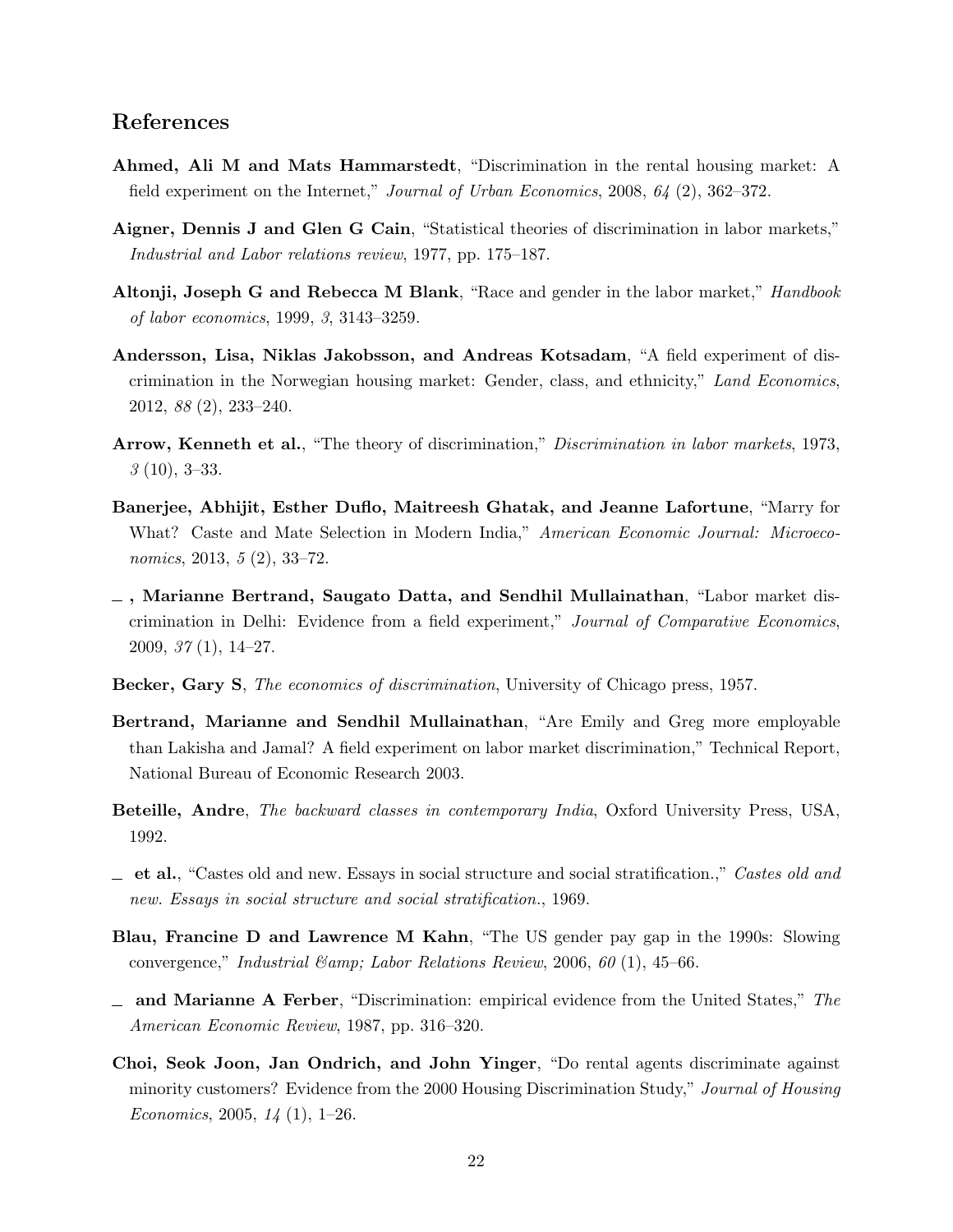## References

**Ahmed, Ali M and Mats Hammarstedt**, "Discrimination in the rental housing market: A field experiment on the Internet," *Journal of Urban Economics*, 2008, *64* (2), 362–372.

**Aigner, Dennis J and Glen G Cain**, "Statistical theories of discrimination in labor markets," *Industrial and Labor relations review*, 1977, pp. 175–187.

**Altonji, Joseph G and Rebecca M Blank**, "Race and gender in the labor market," *Handbook of labor economics*, 1999, *3*, 3143–3259.

**Andersson, Lisa, Niklas Jakobsson, and Andreas Kotsadam**, "A field experiment of discrimination in the Norwegian housing market: Gender, class, and ethnicity," *Land Economics*, 2012, *88* (2), 233–240.

**Arrow, Kenneth et al.**, "The theory of discrimination," *Discrimination in labor markets*, 1973, *3* (10), 3–33.

**Banerjee, Abhijit, Esther Duflo, Maitreesh Ghatak, and Jeanne Lafortune**, "Marry for What? Caste and Mate Selection in Modern India," *American Economic Journal: Microeconomics*, 2013, *5* (2), 33–72.

**_ , Marianne Bertrand, Saugato Datta, and Sendhil Mullainathan**, "Labor market discrimination in Delhi: Evidence from a field experiment," *Journal of Comparative Economics*, 2009, *37* (1), 14–27.

**Becker, Gary S**, *The economics of discrimination*, University of Chicago press, 1957.

**Bertrand, Marianne and Sendhil Mullainathan**, "Are Emily and Greg more employable than Lakisha and Jamal? A field experiment on labor market discrimination," Technical Report, National Bureau of Economic Research 2003.

**Beteille, Andre**, *The backward classes in contemporary India*, Oxford University Press, USA, 1992.

**_ et al.**, "Castes old and new. Essays in social structure and social stratification.," *Castes old and new. Essays in social structure and social stratification.*, 1969.

**Blau, Francine D and Lawrence M Kahn**, "The US gender pay gap in the 1990s: Slowing convergence," *Industrial &amp; Labor Relations Review*, 2006, *60* (1), 45–66.

**_ and Marianne A Ferber**, "Discrimination: empirical evidence from the United States," *The American Economic Review*, 1987, pp. 316–320.

**Choi, Seok Joon, Jan Ondrich, and John Yinger**, "Do rental agents discriminate against minority customers? Evidence from the 2000 Housing Discrimination Study," *Journal of Housing Economics*, 2005, *14* (1), 1–26.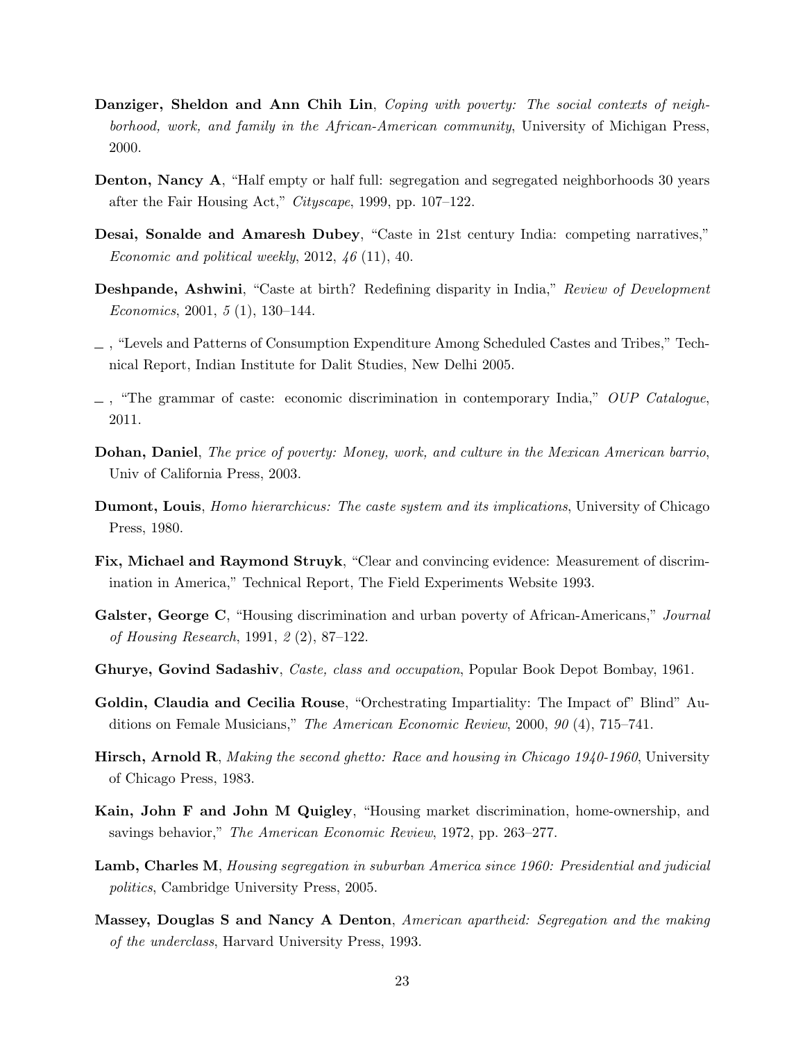**Danziger, Sheldon and Ann Chih Lin**, *Coping with poverty: The social contexts of neighborhood, work, and family in the African-American community*, University of Michigan Press, 2000.

**Denton, Nancy A**, "Half empty or half full: segregation and segregated neighborhoods 30 years after the Fair Housing Act," *Cityscape*, 1999, pp. 107–122.

**Desai, Sonalde and Amaresh Dubey**, "Caste in 21st century India: competing narratives," *Economic and political weekly*, 2012, *46* (11), 40.

**Deshpande, Ashwini**, "Caste at birth? Redefining disparity in India," *Review of Development Economics*, 2001, *5* (1), 130–144.

_ , "Levels and Patterns of Consumption Expenditure Among Scheduled Castes and Tribes," Technical Report, Indian Institute for Dalit Studies, New Delhi 2005.

_ , "The grammar of caste: economic discrimination in contemporary India," *OUP Catalogue*, 2011.

**Dohan, Daniel**, *The price of poverty: Money, work, and culture in the Mexican American barrio*, Univ of California Press, 2003.

**Dumont, Louis**, *Homo hierarchicus: The caste system and its implications*, University of Chicago Press, 1980.

**Fix, Michael and Raymond Struyk**, "Clear and convincing evidence: Measurement of discrimination in America," Technical Report, The Field Experiments Website 1993.

**Galster, George C**, "Housing discrimination and urban poverty of African-Americans," *Journal of Housing Research*, 1991, *2* (2), 87–122.

**Ghurye, Govind Sadashiv**, *Caste, class and occupation*, Popular Book Depot Bombay, 1961.

**Goldin, Claudia and Cecilia Rouse**, "Orchestrating Impartiality: The Impact of" Blind" Auditions on Female Musicians," *The American Economic Review*, 2000, *90* (4), 715–741.

**Hirsch, Arnold R**, *Making the second ghetto: Race and housing in Chicago 1940-1960*, University of Chicago Press, 1983.

**Kain, John F and John M Quigley**, "Housing market discrimination, home-ownership, and savings behavior," *The American Economic Review*, 1972, pp. 263–277.

**Lamb, Charles M**, *Housing segregation in suburban America since 1960: Presidential and judicial politics*, Cambridge University Press, 2005.

**Massey, Douglas S and Nancy A Denton**, *American apartheid: Segregation and the making of the underclass*, Harvard University Press, 1993.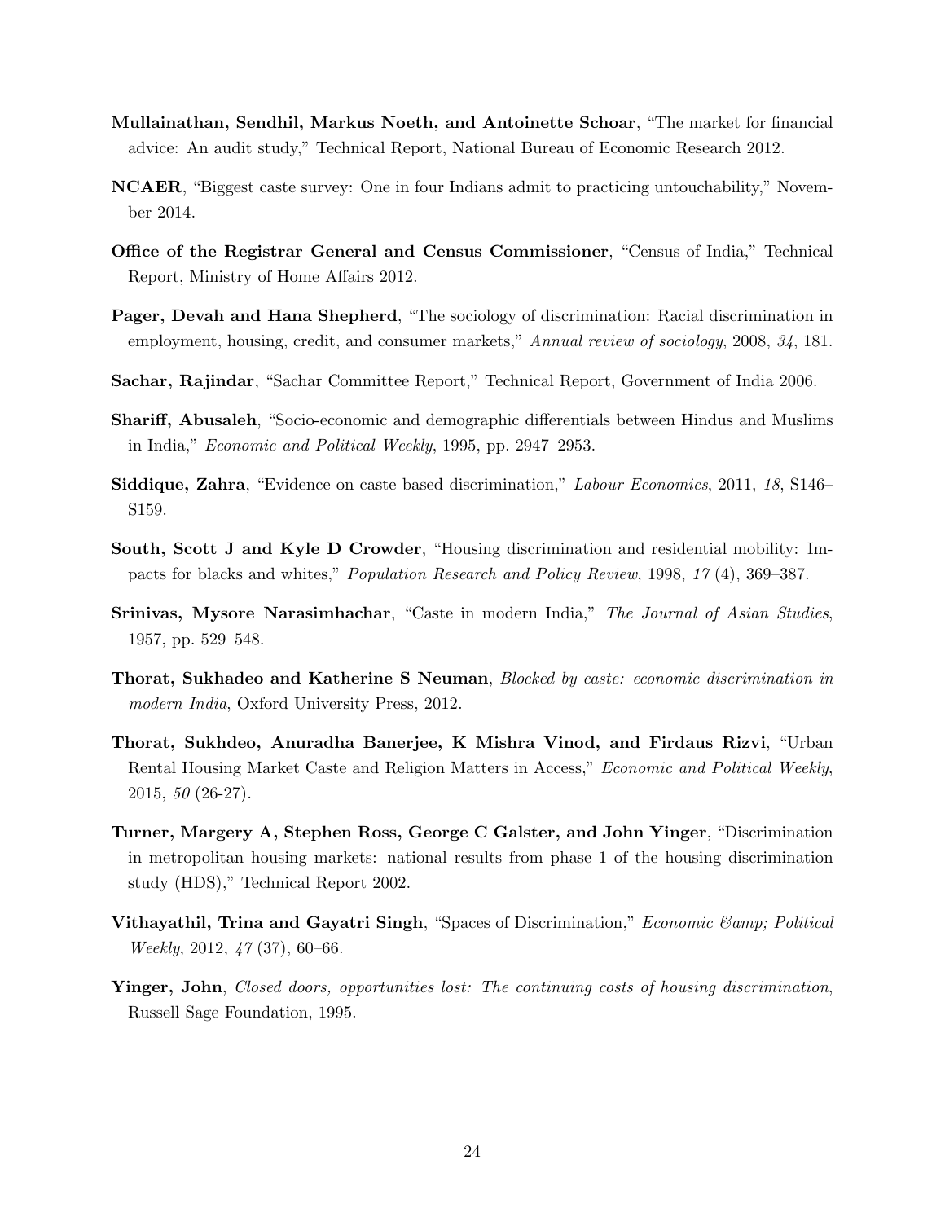**Mullainathan, Sendhil, Markus Noeth, and Antoinette Schoar**, "The market for financial advice: An audit study," Technical Report, National Bureau of Economic Research 2012.

**NCAER**, "Biggest caste survey: One in four Indians admit to practicing untouchability," November 2014.

**Office of the Registrar General and Census Commissioner**, "Census of India," Technical Report, Ministry of Home Affairs 2012.

**Pager, Devah and Hana Shepherd**, "The sociology of discrimination: Racial discrimination in employment, housing, credit, and consumer markets," *Annual review of sociology*, 2008, *34*, 181.

**Sachar, Rajindar**, "Sachar Committee Report," Technical Report, Government of India 2006.

**Shariff, Abusaleh**, "Socio-economic and demographic differentials between Hindus and Muslims in India," *Economic and Political Weekly*, 1995, pp. 2947–2953.

**Siddique, Zahra**, "Evidence on caste based discrimination," *Labour Economics*, 2011, *18*, S146–S159.

**South, Scott J and Kyle D Crowder**, "Housing discrimination and residential mobility: Impacts for blacks and whites," *Population Research and Policy Review*, 1998, *17* (4), 369–387.

**Srinivas, Mysore Narasimhachar**, "Caste in modern India," *The Journal of Asian Studies*, 1957, pp. 529–548.

**Thorat, Sukhadeo and Katherine S Neuman**, *Blocked by caste: economic discrimination in modern India*, Oxford University Press, 2012.

**Thorat, Sukhdeo, Anuradha Banerjee, K Mishra Vinod, and Firdaus Rizvi**, "Urban Rental Housing Market Caste and Religion Matters in Access," *Economic and Political Weekly*, 2015, *50* (26-27).

**Turner, Margery A, Stephen Ross, George C Galster, and John Yinger**, "Discrimination in metropolitan housing markets: national results from phase 1 of the housing discrimination study (HDS)," Technical Report 2002.

**Vithayathil, Trina and Gayatri Singh**, "Spaces of Discrimination," *Economic &amp; Political Weekly*, 2012, *47* (37), 60–66.

**Yinger, John**, *Closed doors, opportunities lost: The continuing costs of housing discrimination*, Russell Sage Foundation, 1995.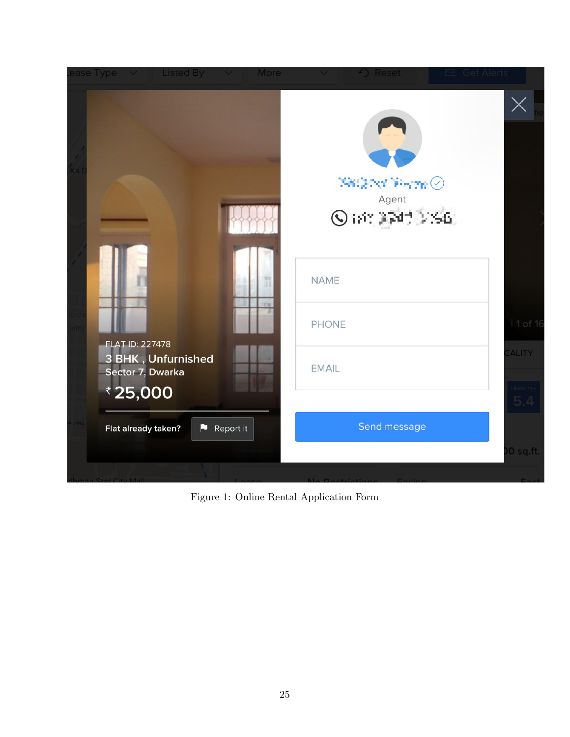Figure 1: Online Rental Application Form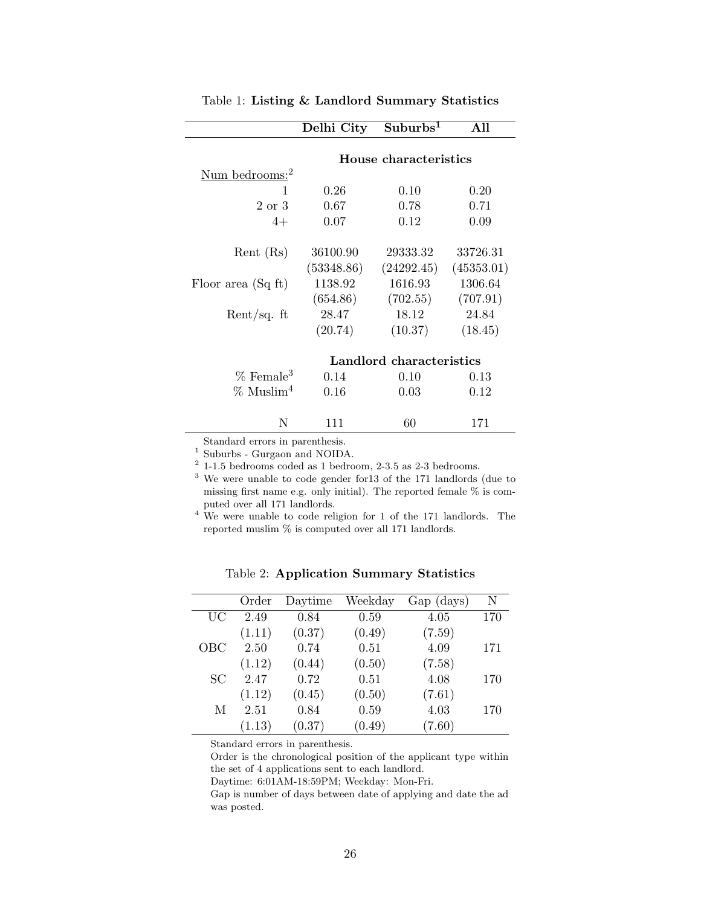Table 1: **Listing & Landlord Summary Statistics**

| | **Delhi City** | **Suburbs**[1] | **All** |
|---|---|---|---|
| | **House characteristics** | | |
| Num bedrooms:[2] | | | |
| 1 | 0.26 | 0.10 | 0.20 |
| 2 or 3 | 0.67 | 0.78 | 0.71 |
| 4+ | 0.07 | 0.12 | 0.09 |
| Rent (Rs) | 36100.90 | 29333.32 | 33726.31 |
| | (53348.86) | (24292.45) | (45353.01) |
| Floor area (Sq ft) | 1138.92 | 1616.93 | 1306.64 |
| | (654.86) | (702.55) | (707.91) |
| Rent/sq. ft | 28.47 | 18.12 | 24.84 |
| | (20.74) | (10.37) | (18.45) |
| | **Landlord characteristics** | | |
| % Female[3] | 0.14 | 0.10 | 0.13 |
| % Muslim[4] | 0.16 | 0.03 | 0.12 |
| N | 111 | 60 | 171 |

Standard errors in parenthesis.
[1] Suburbs - Gurgaon and NOIDA.
[2] 1-1.5 bedrooms coded as 1 bedroom, 2-3.5 as 2-3 bedrooms.
[3] We were unable to code gender for13 of the 171 landlords (due to missing first name e.g. only initial). The reported female % is computed over all 171 landlords.
[4] We were unable to code religion for 1 of the 171 landlords. The reported muslim % is computed over all 171 landlords.

Table 2: **Application Summary Statistics**

| | Order | Daytime | Weekday | Gap (days) | N |
|---|---|---|---|---|---|
| UC | 2.49 | 0.84 | 0.59 | 4.05 | 170 |
| | (1.11) | (0.37) | (0.49) | (7.59) | |
| OBC | 2.50 | 0.74 | 0.51 | 4.09 | 171 |
| | (1.12) | (0.44) | (0.50) | (7.58) | |
| SC | 2.47 | 0.72 | 0.51 | 4.08 | 170 |
| | (1.12) | (0.45) | (0.50) | (7.61) | |
| M | 2.51 | 0.84 | 0.59 | 4.03 | 170 |
| | (1.13) | (0.37) | (0.49) | (7.60) | |

Standard errors in parenthesis.
Order is the chronological position of the applicant type within the set of 4 applications sent to each landlord.
Daytime: 6:01AM-18:59PM; Weekday: Mon-Fri.
Gap is number of days between date of applying and date the ad was posted.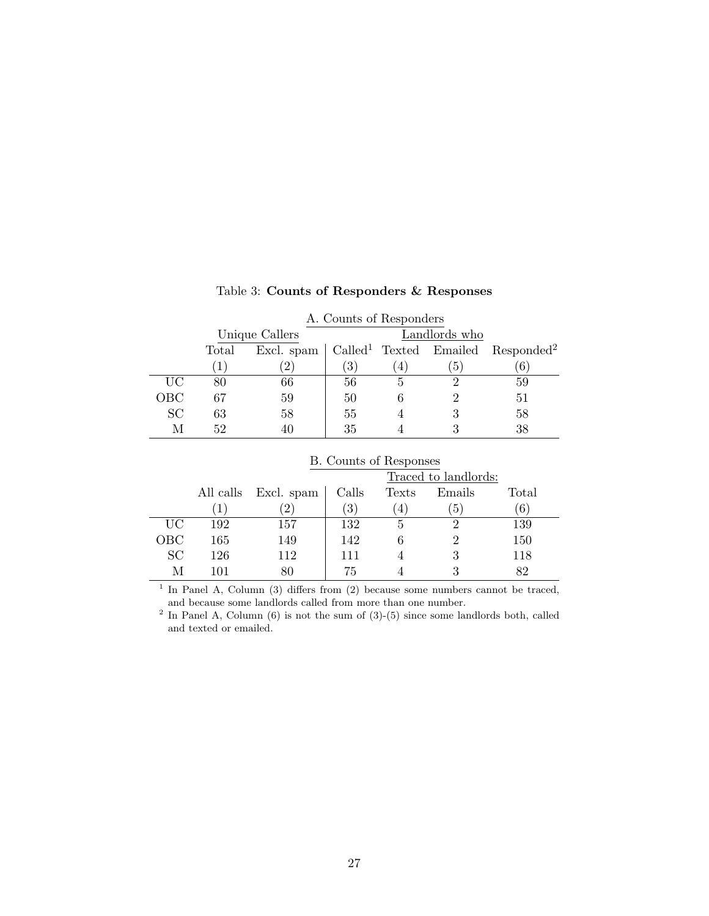Table 3: **Counts of Responders & Responses**

A. Counts of Responders

| | Unique Callers | | Landlords who | | | |
|---|---|---|---|---|---|---|
| | Total | Excl. spam | Called[1] | Texted | Emailed | Responded[2] |
| | (1) | (2) | (3) | (4) | (5) | (6) |
| UC | 80 | 66 | 56 | 5 | 2 | 59 |
| OBC | 67 | 59 | 50 | 6 | 2 | 51 |
| SC | 63 | 58 | 55 | 4 | 3 | 58 |
| M | 52 | 40 | 35 | 4 | 3 | 38 |

B. Counts of Responses

| | | | Traced to landlords: | | | |
|---|---|---|---|---|---|---|
| | All calls | Excl. spam | Calls | Texts | Emails | Total |
| | (1) | (2) | (3) | (4) | (5) | (6) |
| UC | 192 | 157 | 132 | 5 | 2 | 139 |
| OBC | 165 | 149 | 142 | 6 | 2 | 150 |
| SC | 126 | 112 | 111 | 4 | 3 | 118 |
| M | 101 | 80 | 75 | 4 | 3 | 82 |

[1] In Panel A, Column (3) differs from (2) because some numbers cannot be traced, and because some landlords called from more than one number.

[2] In Panel A, Column (6) is not the sum of (3)-(5) since some landlords both, called and texted or emailed.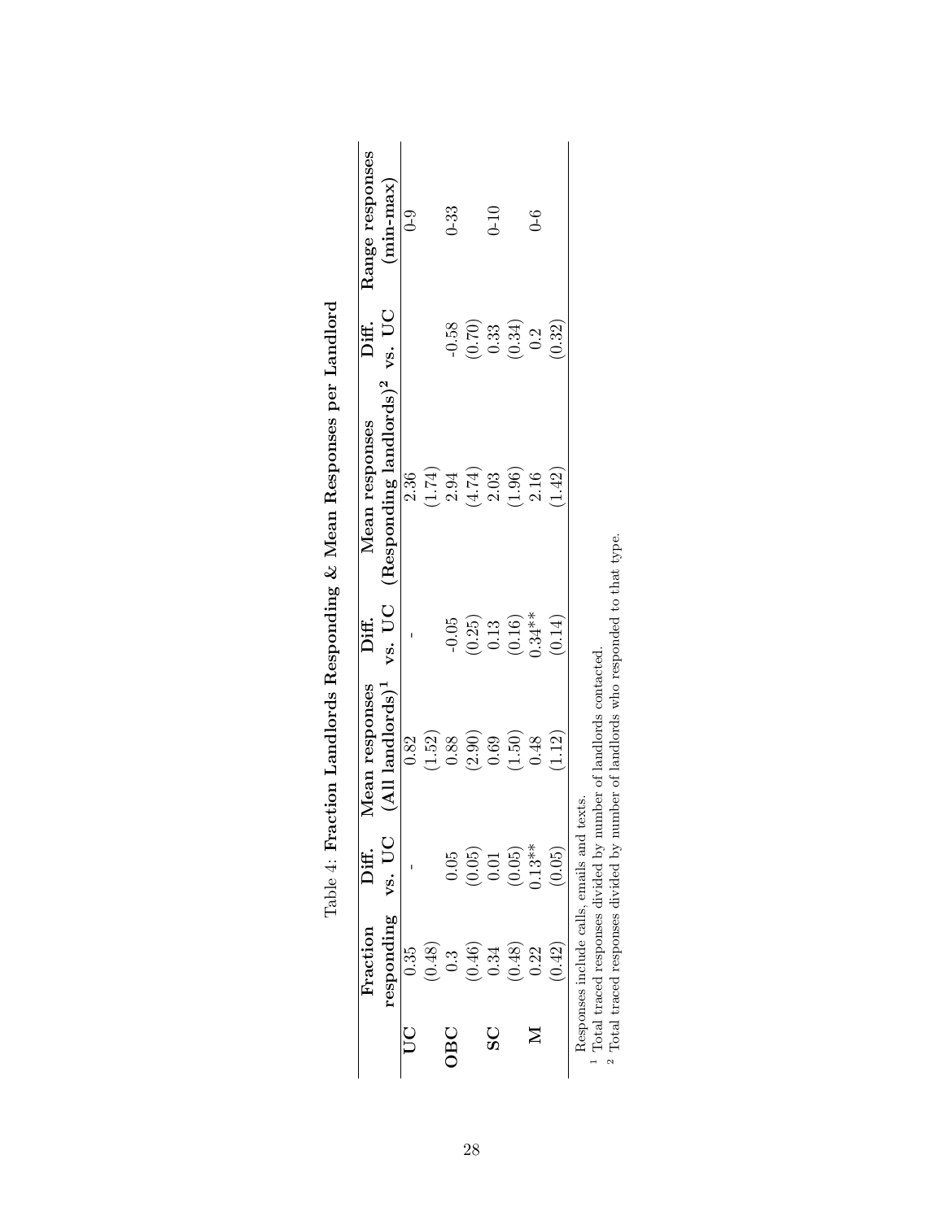Table 4: **Fraction Landlords Responding & Mean Responses per Landlord**

| | **Fraction responding** | **Diff. vs. UC** | **Mean responses (All landlords)[1]** | **Diff. vs. UC** | **Mean responses (Responding landlords)[2]** | **Diff. vs. UC** | **Range responses (min-max)** |
|---|---|---|---|---|---|---|---|
| **UC** | 0.35 | - | 0.82 | - | 2.36 | | 0-9 |
| | (0.48) | | (1.52) | | (1.74) | | |
| **OBC** | 0.3 | 0.05 | 0.88 | -0.05 | 2.94 | -0.58 | 0-33 |
| | (0.46) | (0.05) | (2.90) | (0.25) | (4.74) | (0.70) | |
| **SC** | 0.34 | 0.01 | 0.69 | 0.13 | 2.03 | 0.33 | 0-10 |
| | (0.48) | (0.05) | (1.50) | (0.16) | (1.96) | (0.34) | |
| **M** | 0.22 | 0.13** | 0.48 | 0.34** | 2.16 | 0.2 | 0-6 |
| | (0.42) | (0.05) | (1.12) | (0.14) | (1.42) | (0.32) | |

Responses include calls, emails and texts.

[1] Total traced responses divided by number of landlords contacted.

[2] Total traced responses divided by number of landlords who responded to that type.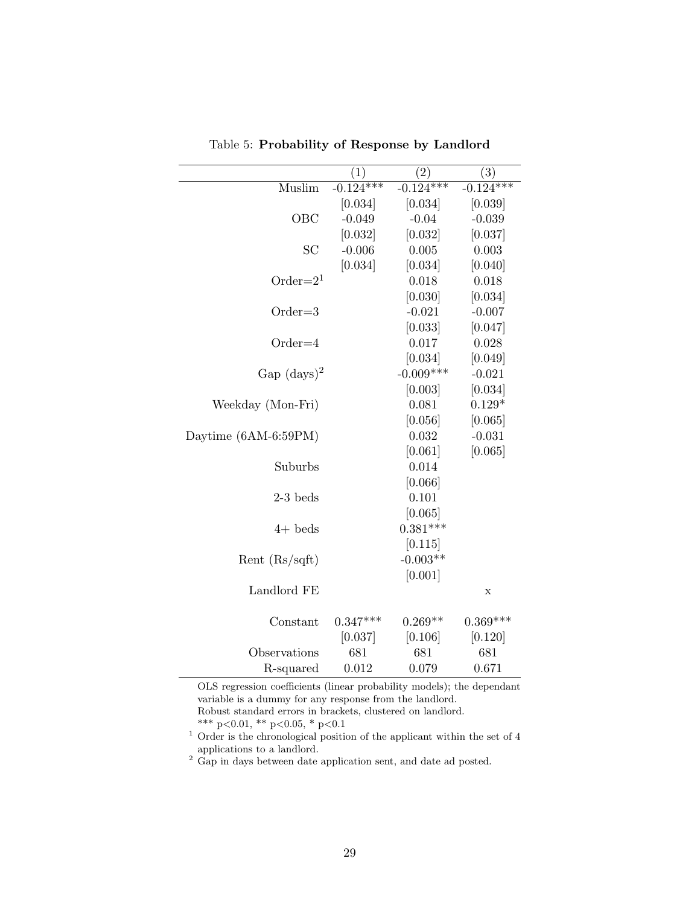Table 5: **Probability of Response by Landlord**

| | (1) | (2) | (3) |
|---|---|---|---|
| Muslim | -0.124*** | -0.124*** | -0.124*** |
| | [0.034] | [0.034] | [0.039] |
| OBC | -0.049 | -0.04 | -0.039 |
| | [0.032] | [0.032] | [0.037] |
| SC | -0.006 | 0.005 | 0.003 |
| | [0.034] | [0.034] | [0.040] |
| Order=2[1] | | 0.018 | 0.018 |
| | | [0.030] | [0.034] |
| Order=3 | | -0.021 | -0.007 |
| | | [0.033] | [0.047] |
| Order=4 | | 0.017 | 0.028 |
| | | [0.034] | [0.049] |
| Gap (days)[2] | | -0.009*** | -0.021 |
| | | [0.003] | [0.034] |
| Weekday (Mon-Fri) | | 0.081 | 0.129* |
| | | [0.056] | [0.065] |
| Daytime (6AM-6:59PM) | | 0.032 | -0.031 |
| | | [0.061] | [0.065] |
| Suburbs | | 0.014 | |
| | | [0.066] | |
| 2-3 beds | | 0.101 | |
| | | [0.065] | |
| 4+ beds | | 0.381*** | |
| | | [0.115] | |
| Rent (Rs/sqft) | | -0.003** | |
| | | [0.001] | |
| Landlord FE | | | x |
| Constant | 0.347*** | 0.269** | 0.369*** |
| | [0.037] | [0.106] | [0.120] |
| Observations | 681 | 681 | 681 |
| R-squared | 0.012 | 0.079 | 0.671 |

OLS regression coefficients (linear probability models); the dependant variable is a dummy for any response from the landlord.
Robust standard errors in brackets, clustered on landlord.
*** p<0.01, ** p<0.05, * p<0.1

[1] Order is the chronological position of the applicant within the set of 4 applications to a landlord.

[2] Gap in days between date application sent, and date ad posted.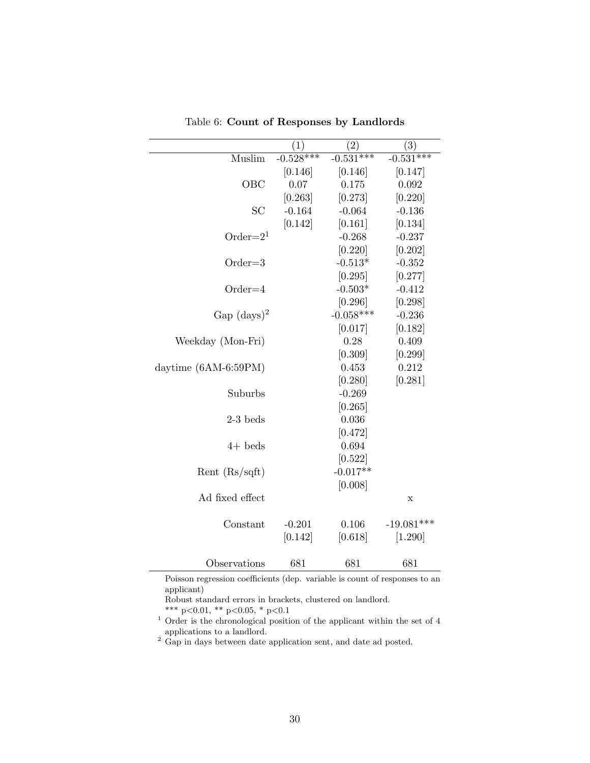Table 6: **Count of Responses by Landlords**

| | (1) | (2) | (3) |
|---|---|---|---|
| Muslim | -0.528*** | -0.531*** | -0.531*** |
| | [0.146] | [0.146] | [0.147] |
| OBC | 0.07 | 0.175 | 0.092 |
| | [0.263] | [0.273] | [0.220] |
| SC | -0.164 | -0.064 | -0.136 |
| | [0.142] | [0.161] | [0.134] |
| Order=2[1] | | -0.268 | -0.237 |
| | | [0.220] | [0.202] |
| Order=3 | | -0.513* | -0.352 |
| | | [0.295] | [0.277] |
| Order=4 | | -0.503* | -0.412 |
| | | [0.296] | [0.298] |
| Gap (days)[2] | | -0.058*** | -0.236 |
| | | [0.017] | [0.182] |
| Weekday (Mon-Fri) | | 0.28 | 0.409 |
| | | [0.309] | [0.299] |
| daytime (6AM-6:59PM) | | 0.453 | 0.212 |
| | | [0.280] | [0.281] |
| Suburbs | | -0.269 | |
| | | [0.265] | |
| 2-3 beds | | 0.036 | |
| | | [0.472] | |
| 4+ beds | | 0.694 | |
| | | [0.522] | |
| Rent (Rs/sqft) | | -0.017** | |
| | | [0.008] | |
| Ad fixed effect | | | x |
| Constant | -0.201 | 0.106 | -19.081*** |
| | [0.142] | [0.618] | [1.290] |
| Observations | 681 | 681 | 681 |

Poisson regression coefficients (dep. variable is count of responses to an applicant)

Robust standard errors in brackets, clustered on landlord.

*** p<0.01, ** p<0.05, * p<0.1

[1] Order is the chronological position of the applicant within the set of 4 applications to a landlord.

[2] Gap in days between date application sent, and date ad posted.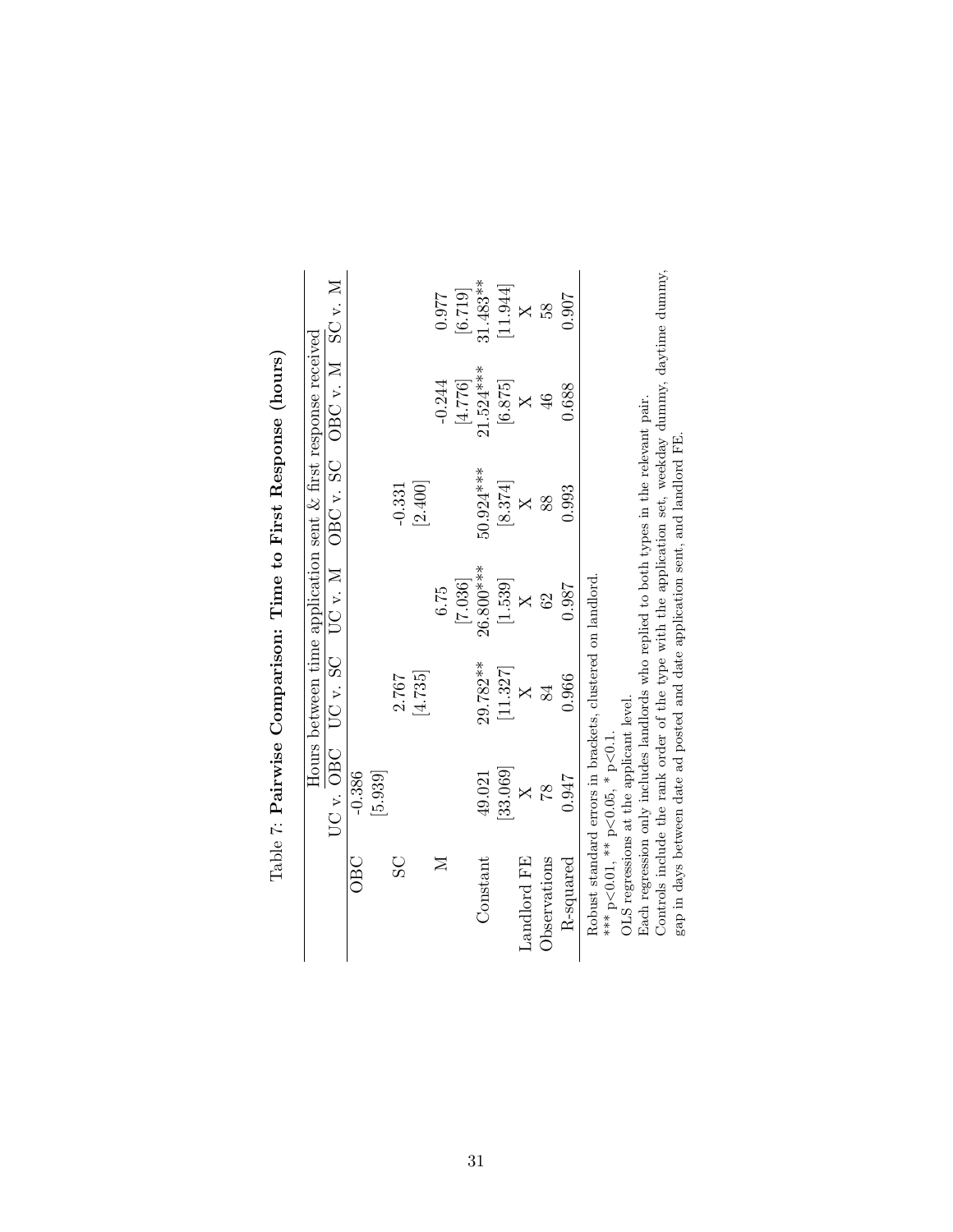Table 7: **Pairwise Comparison: Time to First Response (hours)**

| | Hours between time application sent & first response received | | | | | |
|---|---|---|---|---|---|---|
| | UC v. OBC | UC v. SC | UC v. M | OBC v. SC | OBC v. M | SC v. M |
| OBC | -0.386 | | | | | |
| | [5.939] | | | | | |
| SC | | 2.767 | | -0.331 | | |
| | | [4.735] | | [2.400] | | |
| M | | | 6.75 | | -0.244 | 0.977 |
| | | | [7.036] | | [4.776] | [6.719] |
| Constant | 49.021 | 29.782** | 26.800*** | 50.924*** | 21.524*** | 31.483** |
| | [33.069] | [11.327] | [1.539] | [8.374] | [6.875] | [11.944] |
| Landlord FE | X | X | X | X | X | X |
| Observations | 78 | 84 | 62 | 88 | 46 | 58 |
| R-squared | 0.947 | 0.966 | 0.987 | 0.993 | 0.688 | 0.907 |

Robust standard errors in brackets, clustered on landlord.
*** p<0.01, ** p<0.05, * p<0.1.
OLS regressions at the applicant level.
Each regression only includes landlords who replied to both types in the relevant pair.
Controls include the rank order of the type with the application set, weekday dummy, daytime dummy, gap in days between date ad posted and date application sent, and landlord FE.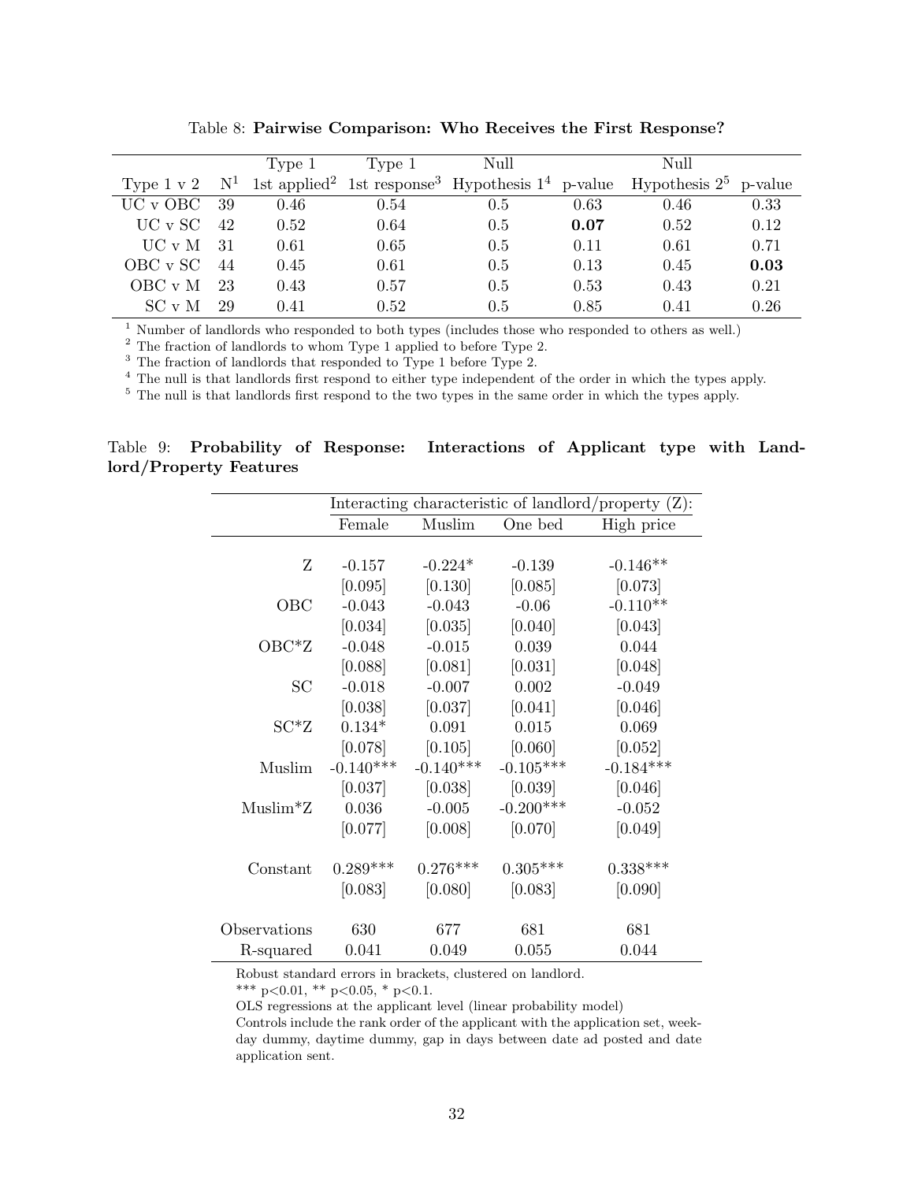Table 8: **Pairwise Comparison: Who Receives the First Response?**

| Type 1 v 2 | N[1] | Type 1 1st applied[2] | Type 1 1st response[3] | Null Hypothesis 1[4] | p-value | Null Hypothesis 2[5] | p-value |
|---|---|---|---|---|---|---|---|
| UC v OBC | 39 | 0.46 | 0.54 | 0.5 | 0.63 | 0.46 | 0.33 |
| UC v SC | 42 | 0.52 | 0.64 | 0.5 | **0.07** | 0.52 | 0.12 |
| UC v M | 31 | 0.61 | 0.65 | 0.5 | 0.11 | 0.61 | 0.71 |
| OBC v SC | 44 | 0.45 | 0.61 | 0.5 | 0.13 | 0.45 | **0.03** |
| OBC v M | 23 | 0.43 | 0.57 | 0.5 | 0.53 | 0.43 | 0.21 |
| SC v M | 29 | 0.41 | 0.52 | 0.5 | 0.85 | 0.41 | 0.26 |

[1] Number of landlords who responded to both types (includes those who responded to others as well.)
[2] The fraction of landlords to whom Type 1 applied to before Type 2.
[3] The fraction of landlords that responded to Type 1 before Type 2.
[4] The null is that landlords first respond to either type independent of the order in which the types apply.
[5] The null is that landlords first respond to the two types in the same order in which the types apply.

Table 9: **Probability of Response: Interactions of Applicant type with Landlord/Property Features**

| | Interacting characteristic of landlord/property (Z): | | | |
|---|---|---|---|---|
| | Female | Muslim | One bed | High price |
| Z | -0.157 | -0.224* | -0.139 | -0.146** |
| | [0.095] | [0.130] | [0.085] | [0.073] |
| OBC | -0.043 | -0.043 | -0.06 | -0.110** |
| | [0.034] | [0.035] | [0.040] | [0.043] |
| OBC*Z | -0.048 | -0.015 | 0.039 | 0.044 |
| | [0.088] | [0.081] | [0.031] | [0.048] |
| SC | -0.018 | -0.007 | 0.002 | -0.049 |
| | [0.038] | [0.037] | [0.041] | [0.046] |
| SC*Z | 0.134* | 0.091 | 0.015 | 0.069 |
| | [0.078] | [0.105] | [0.060] | [0.052] |
| Muslim | -0.140*** | -0.140*** | -0.105*** | -0.184*** |
| | [0.037] | [0.038] | [0.039] | [0.046] |
| Muslim*Z | 0.036 | -0.005 | -0.200*** | -0.052 |
| | [0.077] | [0.008] | [0.070] | [0.049] |
| Constant | 0.289*** | 0.276*** | 0.305*** | 0.338*** |
| | [0.083] | [0.080] | [0.083] | [0.090] |
| Observations | 630 | 677 | 681 | 681 |
| R-squared | 0.041 | 0.049 | 0.055 | 0.044 |

Robust standard errors in brackets, clustered on landlord.
*** p<0.01, ** p<0.05, * p<0.1.
OLS regressions at the applicant level (linear probability model)
Controls include the rank order of the applicant with the application set, weekday dummy, daytime dummy, gap in days between date ad posted and date application sent.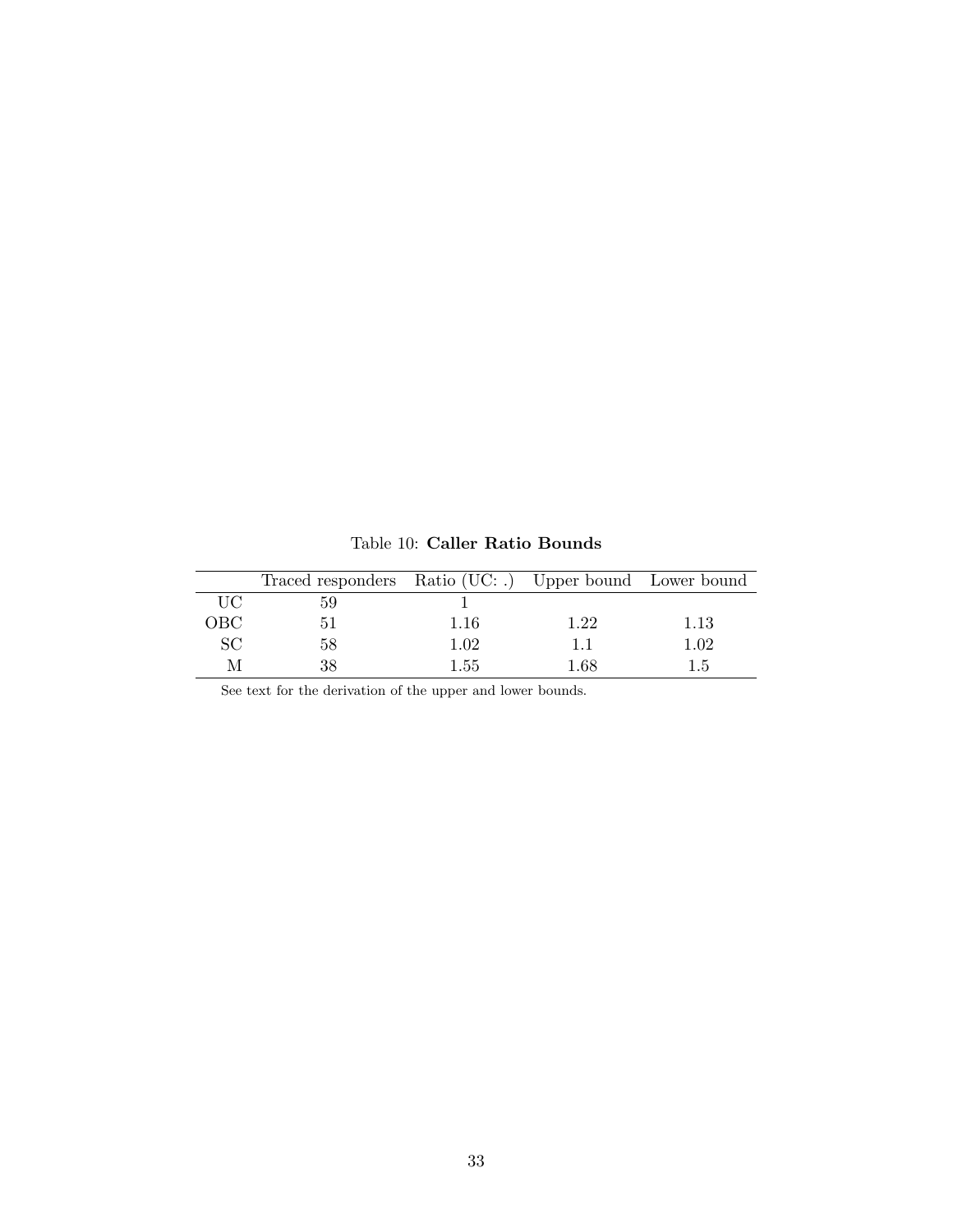Table 10: **Caller Ratio Bounds**

| | Traced responders | Ratio (UC: .) | Upper bound | Lower bound |
|---|---|---|---|---|
| UC | 59 | 1 | | |
| OBC | 51 | 1.16 | 1.22 | 1.13 |
| SC | 58 | 1.02 | 1.1 | 1.02 |
| M | 38 | 1.55 | 1.68 | 1.5 |

See text for the derivation of the upper and lower bounds.